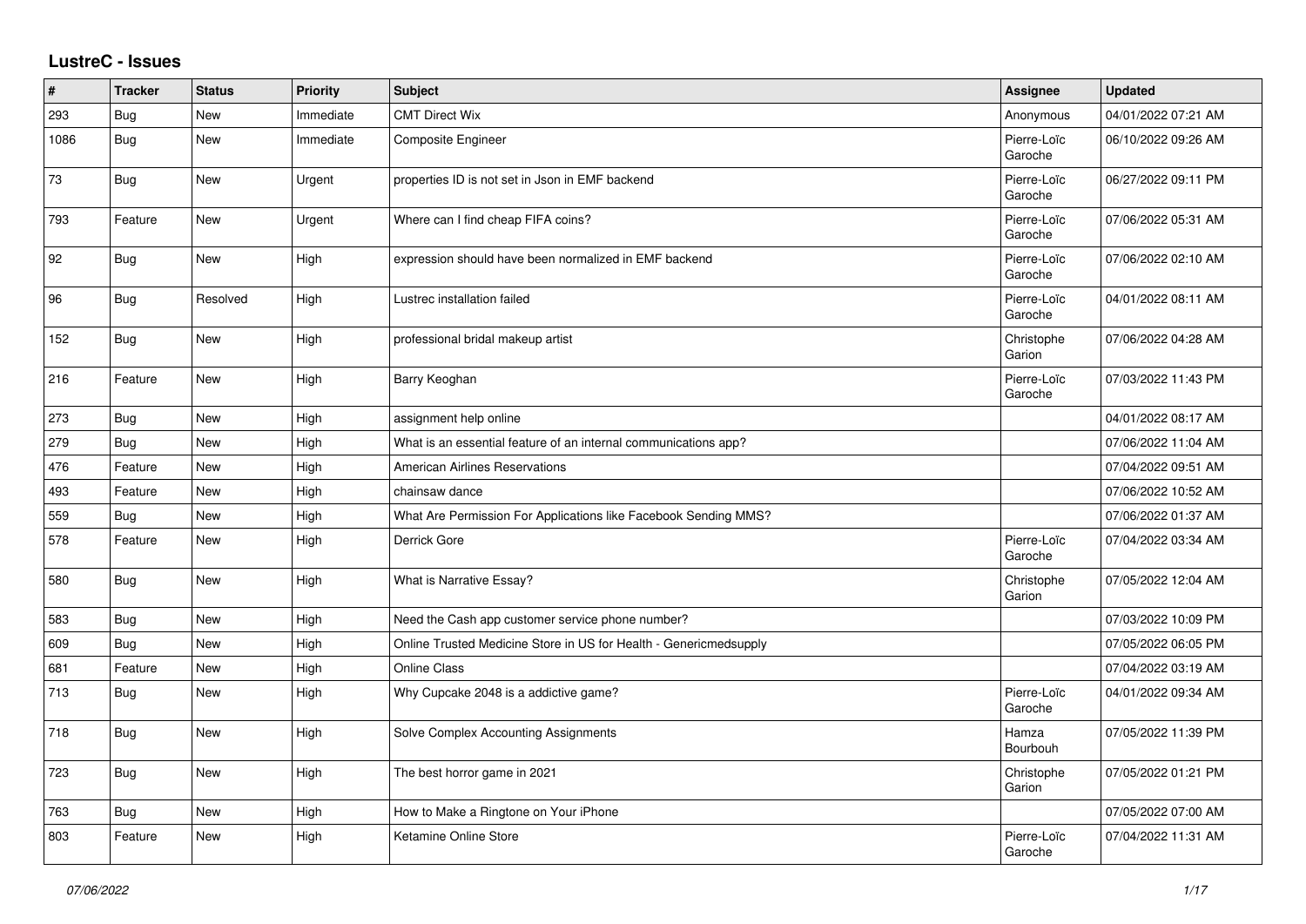# LustreC - Issues

| # | Tracker | Status | Priority | Subject | Assignee | Updated |
|---|---|---|---|---|---|---|
| 293 | Bug | New | Immediate | CMT Direct Wix | Anonymous | 04/01/2022 07:21 AM |
| 1086 | Bug | New | Immediate | Composite Engineer | Pierre-Loïc Garoche | 06/10/2022 09:26 AM |
| 73 | Bug | New | Urgent | properties ID is not set in Json in EMF backend | Pierre-Loïc Garoche | 06/27/2022 09:11 PM |
| 793 | Feature | New | Urgent | Where can I find cheap FIFA coins? | Pierre-Loïc Garoche | 07/06/2022 05:31 AM |
| 92 | Bug | New | High | expression should have been normalized in EMF backend | Pierre-Loïc Garoche | 07/06/2022 02:10 AM |
| 96 | Bug | Resolved | High | Lustrec installation failed | Pierre-Loïc Garoche | 04/01/2022 08:11 AM |
| 152 | Bug | New | High | professional bridal makeup artist | Christophe Garion | 07/06/2022 04:28 AM |
| 216 | Feature | New | High | Barry Keoghan | Pierre-Loïc Garoche | 07/03/2022 11:43 PM |
| 273 | Bug | New | High | assignment help online | | 04/01/2022 08:17 AM |
| 279 | Bug | New | High | What is an essential feature of an internal communications app? | | 07/06/2022 11:04 AM |
| 476 | Feature | New | High | American Airlines Reservations | | 07/04/2022 09:51 AM |
| 493 | Feature | New | High | chainsaw dance | | 07/06/2022 10:52 AM |
| 559 | Bug | New | High | What Are Permission For Applications like Facebook Sending MMS? | | 07/06/2022 01:37 AM |
| 578 | Feature | New | High | Derrick Gore | Pierre-Loïc Garoche | 07/04/2022 03:34 AM |
| 580 | Bug | New | High | What is Narrative Essay? | Christophe Garion | 07/05/2022 12:04 AM |
| 583 | Bug | New | High | Need the Cash app customer service phone number? | | 07/03/2022 10:09 PM |
| 609 | Bug | New | High | Online Trusted Medicine Store in US for Health - Genericmedsupply | | 07/05/2022 06:05 PM |
| 681 | Feature | New | High | Online Class | | 07/04/2022 03:19 AM |
| 713 | Bug | New | High | Why Cupcake 2048 is a addictive game? | Pierre-Loïc Garoche | 04/01/2022 09:34 AM |
| 718 | Bug | New | High | Solve Complex Accounting Assignments | Hamza Bourbouh | 07/05/2022 11:39 PM |
| 723 | Bug | New | High | The best horror game in 2021 | Christophe Garion | 07/05/2022 01:21 PM |
| 763 | Bug | New | High | How to Make a Ringtone on Your iPhone | | 07/05/2022 07:00 AM |
| 803 | Feature | New | High | Ketamine Online Store | Pierre-Loïc Garoche | 07/04/2022 11:31 AM |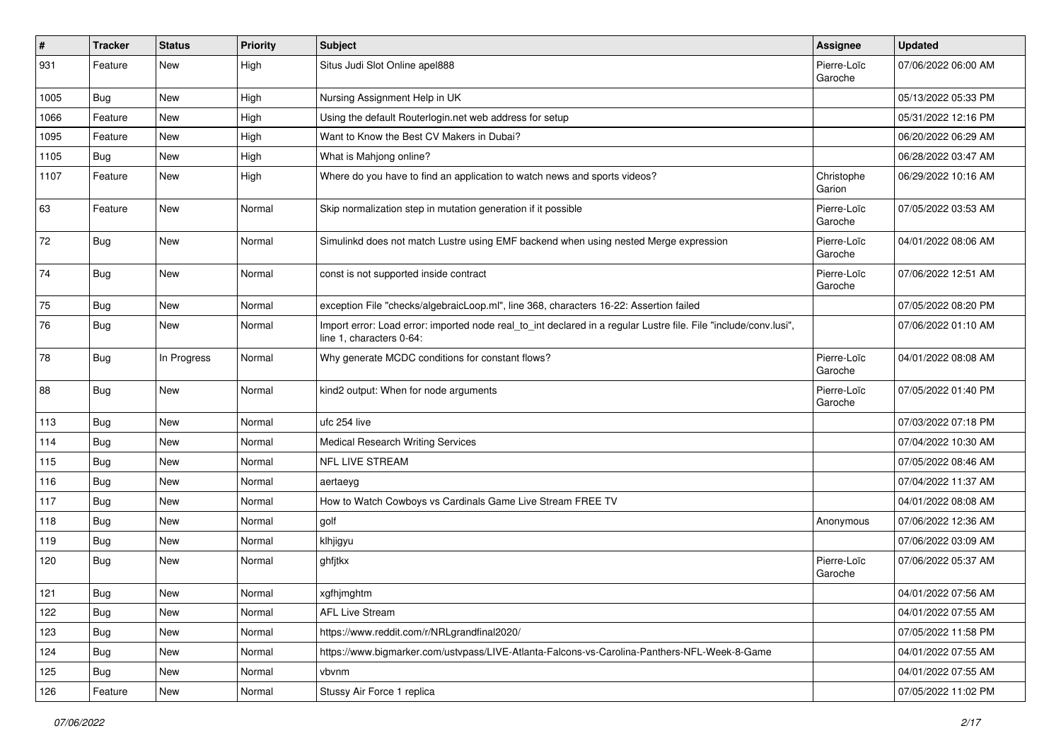| # | Tracker | Status | Priority | Subject | Assignee | Updated |
|---|---|---|---|---|---|---|
| 931 | Feature | New | High | Situs Judi Slot Online apel888 | Pierre-Loïc Garoche | 07/06/2022 06:00 AM |
| 1005 | Bug | New | High | Nursing Assignment Help in UK | | 05/13/2022 05:33 PM |
| 1066 | Feature | New | High | Using the default Routerlogin.net web address for setup | | 05/31/2022 12:16 PM |
| 1095 | Feature | New | High | Want to Know the Best CV Makers in Dubai? | | 06/20/2022 06:29 AM |
| 1105 | Bug | New | High | What is Mahjong online? | | 06/28/2022 03:47 AM |
| 1107 | Feature | New | High | Where do you have to find an application to watch news and sports videos? | Christophe Garion | 06/29/2022 10:16 AM |
| 63 | Feature | New | Normal | Skip normalization step in mutation generation if it possible | Pierre-Loïc Garoche | 07/05/2022 03:53 AM |
| 72 | Bug | New | Normal | Simulinkd does not match Lustre using EMF backend when using nested Merge expression | Pierre-Loïc Garoche | 04/01/2022 08:06 AM |
| 74 | Bug | New | Normal | const is not supported inside contract | Pierre-Loïc Garoche | 07/06/2022 12:51 AM |
| 75 | Bug | New | Normal | exception File "checks/algebraicLoop.ml", line 368, characters 16-22: Assertion failed | | 07/05/2022 08:20 PM |
| 76 | Bug | New | Normal | Import error: Load error: imported node real_to_int declared in a regular Lustre file. File "include/conv.lusi", line 1, characters 0-64: | | 07/06/2022 01:10 AM |
| 78 | Bug | In Progress | Normal | Why generate MCDC conditions for constant flows? | Pierre-Loïc Garoche | 04/01/2022 08:08 AM |
| 88 | Bug | New | Normal | kind2 output: When for node arguments | Pierre-Loïc Garoche | 07/05/2022 01:40 PM |
| 113 | Bug | New | Normal | ufc 254 live | | 07/03/2022 07:18 PM |
| 114 | Bug | New | Normal | Medical Research Writing Services | | 07/04/2022 10:30 AM |
| 115 | Bug | New | Normal | NFL LIVE STREAM | | 07/05/2022 08:46 AM |
| 116 | Bug | New | Normal | aertaeyg | | 07/04/2022 11:37 AM |
| 117 | Bug | New | Normal | How to Watch Cowboys vs Cardinals Game Live Stream FREE TV | | 04/01/2022 08:08 AM |
| 118 | Bug | New | Normal | golf | Anonymous | 07/06/2022 12:36 AM |
| 119 | Bug | New | Normal | klhjigyu | | 07/06/2022 03:09 AM |
| 120 | Bug | New | Normal | ghfjtkx | Pierre-Loïc Garoche | 07/06/2022 05:37 AM |
| 121 | Bug | New | Normal | xgfhjmghtm | | 04/01/2022 07:56 AM |
| 122 | Bug | New | Normal | AFL Live Stream | | 04/01/2022 07:55 AM |
| 123 | Bug | New | Normal | https://www.reddit.com/r/NRLgrandfinal2020/ | | 07/05/2022 11:58 PM |
| 124 | Bug | New | Normal | https://www.bigmarker.com/ustvpass/LIVE-Atlanta-Falcons-vs-Carolina-Panthers-NFL-Week-8-Game | | 04/01/2022 07:55 AM |
| 125 | Bug | New | Normal | vbvnm | | 04/01/2022 07:55 AM |
| 126 | Feature | New | Normal | Stussy Air Force 1 replica | | 07/05/2022 11:02 PM |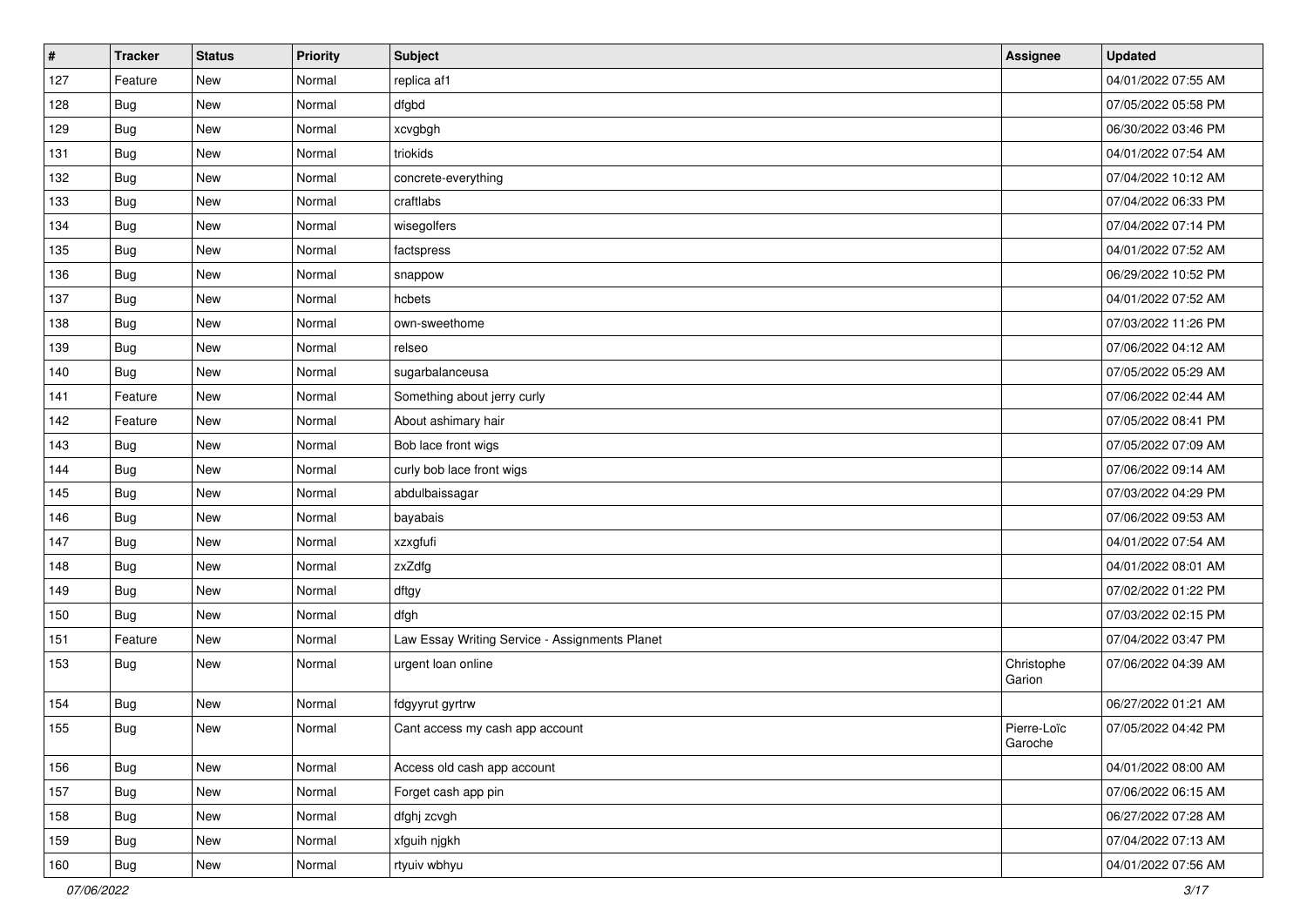| # | Tracker | Status | Priority | Subject | Assignee | Updated |
|---|---|---|---|---|---|---|
| 127 | Feature | New | Normal | replica af1 | | 04/01/2022 07:55 AM |
| 128 | Bug | New | Normal | dfgbd | | 07/05/2022 05:58 PM |
| 129 | Bug | New | Normal | xcvgbgh | | 06/30/2022 03:46 PM |
| 131 | Bug | New | Normal | triokids | | 04/01/2022 07:54 AM |
| 132 | Bug | New | Normal | concrete-everything | | 07/04/2022 10:12 AM |
| 133 | Bug | New | Normal | craftlabs | | 07/04/2022 06:33 PM |
| 134 | Bug | New | Normal | wisegolfers | | 07/04/2022 07:14 PM |
| 135 | Bug | New | Normal | factspress | | 04/01/2022 07:52 AM |
| 136 | Bug | New | Normal | snappow | | 06/29/2022 10:52 PM |
| 137 | Bug | New | Normal | hcbets | | 04/01/2022 07:52 AM |
| 138 | Bug | New | Normal | own-sweethome | | 07/03/2022 11:26 PM |
| 139 | Bug | New | Normal | relseo | | 07/06/2022 04:12 AM |
| 140 | Bug | New | Normal | sugarbalanceusa | | 07/05/2022 05:29 AM |
| 141 | Feature | New | Normal | Something about jerry curly | | 07/06/2022 02:44 AM |
| 142 | Feature | New | Normal | About ashimary hair | | 07/05/2022 08:41 PM |
| 143 | Bug | New | Normal | Bob lace front wigs | | 07/05/2022 07:09 AM |
| 144 | Bug | New | Normal | curly bob lace front wigs | | 07/06/2022 09:14 AM |
| 145 | Bug | New | Normal | abdulbaissagar | | 07/03/2022 04:29 PM |
| 146 | Bug | New | Normal | bayabais | | 07/06/2022 09:53 AM |
| 147 | Bug | New | Normal | xzxgfufi | | 04/01/2022 07:54 AM |
| 148 | Bug | New | Normal | zxZdfg | | 04/01/2022 08:01 AM |
| 149 | Bug | New | Normal | dftgy | | 07/02/2022 01:22 PM |
| 150 | Bug | New | Normal | dfgh | | 07/03/2022 02:15 PM |
| 151 | Feature | New | Normal | Law Essay Writing Service - Assignments Planet | | 07/04/2022 03:47 PM |
| 153 | Bug | New | Normal | urgent loan online | Christophe Garion | 07/06/2022 04:39 AM |
| 154 | Bug | New | Normal | fdgyyrut gyrtrw | | 06/27/2022 01:21 AM |
| 155 | Bug | New | Normal | Cant access my cash app account | Pierre-Loïc Garoche | 07/05/2022 04:42 PM |
| 156 | Bug | New | Normal | Access old cash app account | | 04/01/2022 08:00 AM |
| 157 | Bug | New | Normal | Forget cash app pin | | 07/06/2022 06:15 AM |
| 158 | Bug | New | Normal | dfghj zcvgh | | 06/27/2022 07:28 AM |
| 159 | Bug | New | Normal | xfguih njgkh | | 07/04/2022 07:13 AM |
| 160 | Bug | New | Normal | rtyuiv wbhyu | | 04/01/2022 07:56 AM |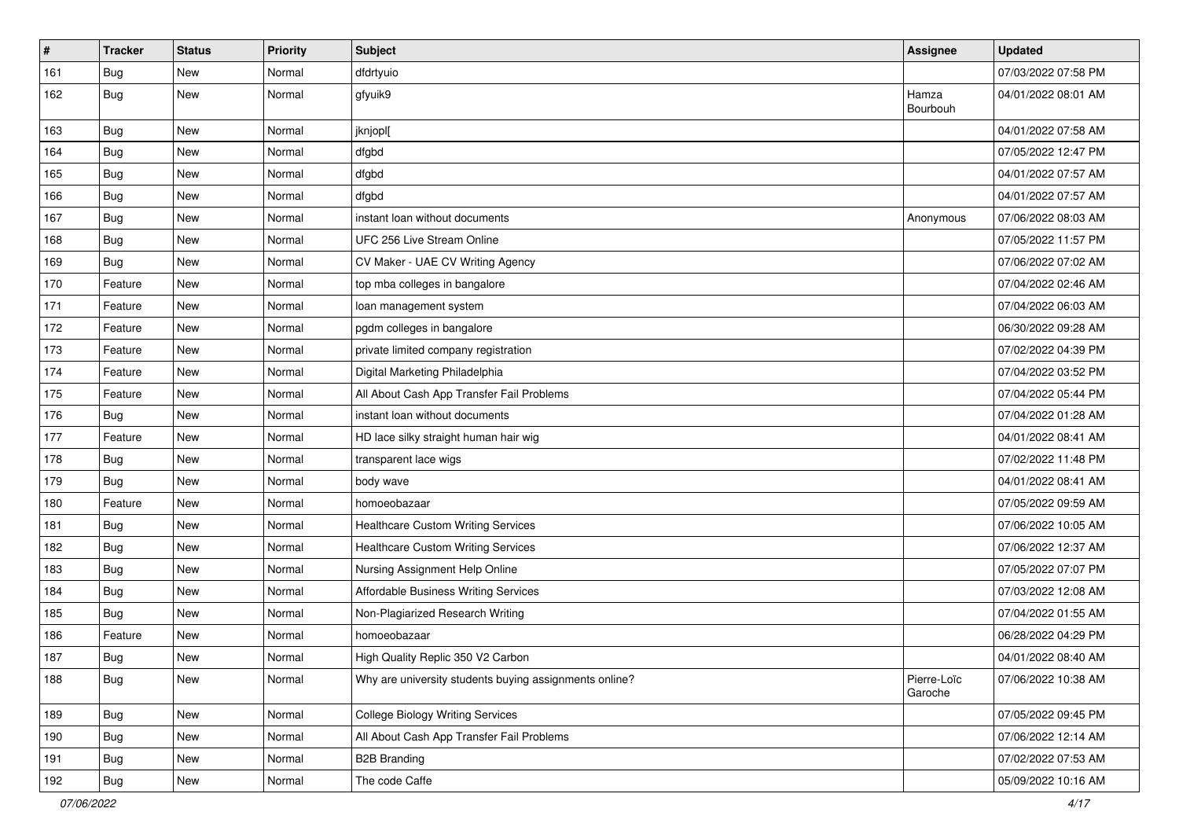| # | Tracker | Status | Priority | Subject | Assignee | Updated |
| --- | --- | --- | --- | --- | --- | --- |
| 161 | Bug | New | Normal | dfdrtyuio | | 07/03/2022 07:58 PM |
| 162 | Bug | New | Normal | gfyuik9 | Hamza Bourbouh | 04/01/2022 08:01 AM |
| 163 | Bug | New | Normal | jknjopl[ | | 04/01/2022 07:58 AM |
| 164 | Bug | New | Normal | dfgbd | | 07/05/2022 12:47 PM |
| 165 | Bug | New | Normal | dfgbd | | 04/01/2022 07:57 AM |
| 166 | Bug | New | Normal | dfgbd | | 04/01/2022 07:57 AM |
| 167 | Bug | New | Normal | instant loan without documents | Anonymous | 07/06/2022 08:03 AM |
| 168 | Bug | New | Normal | UFC 256 Live Stream Online | | 07/05/2022 11:57 PM |
| 169 | Bug | New | Normal | CV Maker - UAE CV Writing Agency | | 07/06/2022 07:02 AM |
| 170 | Feature | New | Normal | top mba colleges in bangalore | | 07/04/2022 02:46 AM |
| 171 | Feature | New | Normal | loan management system | | 07/04/2022 06:03 AM |
| 172 | Feature | New | Normal | pgdm colleges in bangalore | | 06/30/2022 09:28 AM |
| 173 | Feature | New | Normal | private limited company registration | | 07/02/2022 04:39 PM |
| 174 | Feature | New | Normal | Digital Marketing Philadelphia | | 07/04/2022 03:52 PM |
| 175 | Feature | New | Normal | All About Cash App Transfer Fail Problems | | 07/04/2022 05:44 PM |
| 176 | Bug | New | Normal | instant loan without documents | | 07/04/2022 01:28 AM |
| 177 | Feature | New | Normal | HD lace silky straight human hair wig | | 04/01/2022 08:41 AM |
| 178 | Bug | New | Normal | transparent lace wigs | | 07/02/2022 11:48 PM |
| 179 | Bug | New | Normal | body wave | | 04/01/2022 08:41 AM |
| 180 | Feature | New | Normal | homoeobazaar | | 07/05/2022 09:59 AM |
| 181 | Bug | New | Normal | Healthcare Custom Writing Services | | 07/06/2022 10:05 AM |
| 182 | Bug | New | Normal | Healthcare Custom Writing Services | | 07/06/2022 12:37 AM |
| 183 | Bug | New | Normal | Nursing Assignment Help Online | | 07/05/2022 07:07 PM |
| 184 | Bug | New | Normal | Affordable Business Writing Services | | 07/03/2022 12:08 AM |
| 185 | Bug | New | Normal | Non-Plagiarized Research Writing | | 07/04/2022 01:55 AM |
| 186 | Feature | New | Normal | homoeobazaar | | 06/28/2022 04:29 PM |
| 187 | Bug | New | Normal | High Quality Replic 350 V2 Carbon | | 04/01/2022 08:40 AM |
| 188 | Bug | New | Normal | Why are university students buying assignments online? | Pierre-Loïc Garoche | 07/06/2022 10:38 AM |
| 189 | Bug | New | Normal | College Biology Writing Services | | 07/05/2022 09:45 PM |
| 190 | Bug | New | Normal | All About Cash App Transfer Fail Problems | | 07/06/2022 12:14 AM |
| 191 | Bug | New | Normal | B2B Branding | | 07/02/2022 07:53 AM |
| 192 | Bug | New | Normal | The code Caffe | | 05/09/2022 10:16 AM |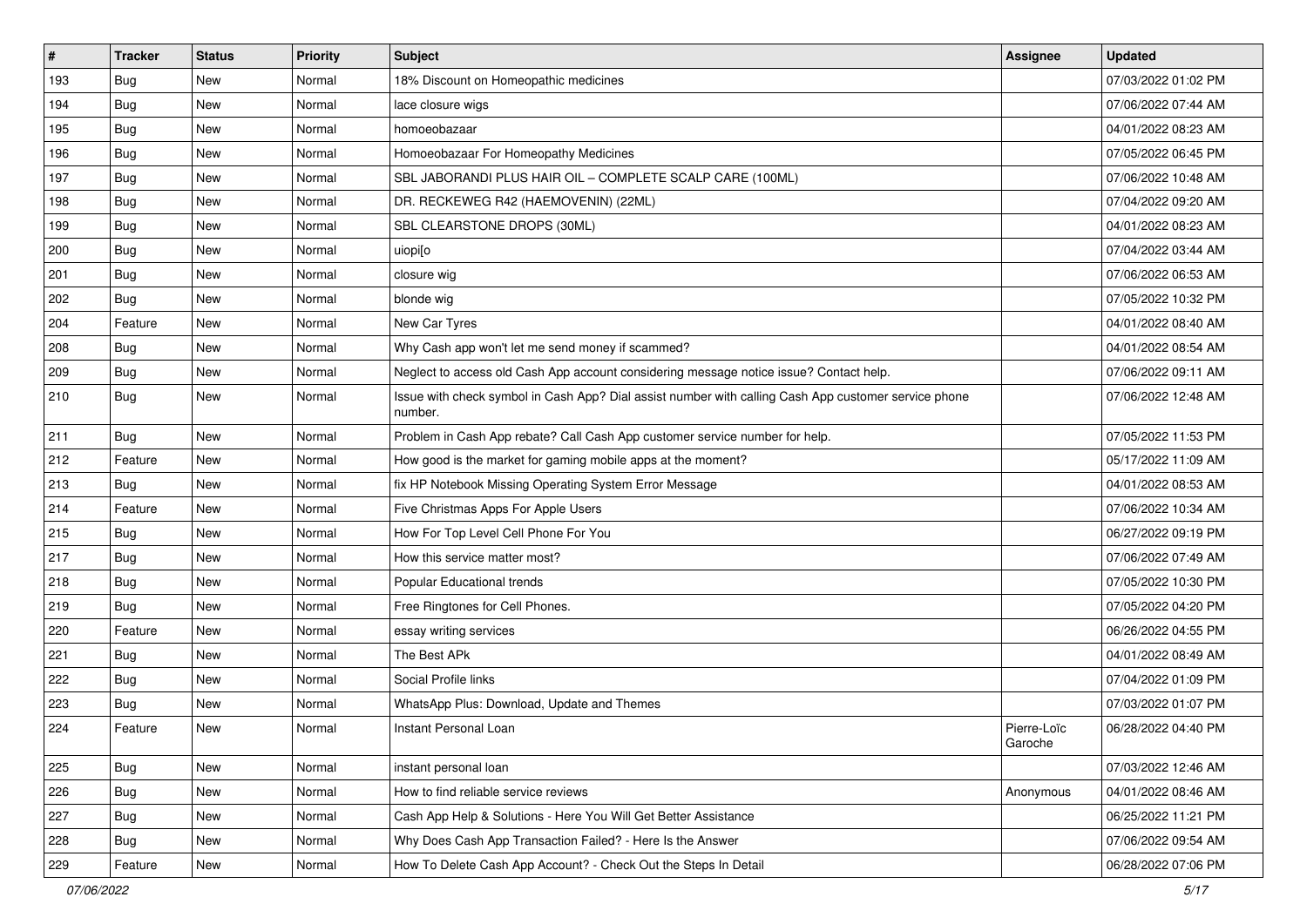| # | Tracker | Status | Priority | Subject | Assignee | Updated |
|---|---|---|---|---|---|---|
| 193 | Bug | New | Normal | 18% Discount on Homeopathic medicines | | 07/03/2022 01:02 PM |
| 194 | Bug | New | Normal | lace closure wigs | | 07/06/2022 07:44 AM |
| 195 | Bug | New | Normal | homoeobazaar | | 04/01/2022 08:23 AM |
| 196 | Bug | New | Normal | Homoeobazaar For Homeopathy Medicines | | 07/05/2022 06:45 PM |
| 197 | Bug | New | Normal | SBL JABORANDI PLUS HAIR OIL – COMPLETE SCALP CARE (100ML) | | 07/06/2022 10:48 AM |
| 198 | Bug | New | Normal | DR. RECKEWEG R42 (HAEMOVENIN) (22ML) | | 07/04/2022 09:20 AM |
| 199 | Bug | New | Normal | SBL CLEARSTONE DROPS (30ML) | | 04/01/2022 08:23 AM |
| 200 | Bug | New | Normal | uiopi[o | | 07/04/2022 03:44 AM |
| 201 | Bug | New | Normal | closure wig | | 07/06/2022 06:53 AM |
| 202 | Bug | New | Normal | blonde wig | | 07/05/2022 10:32 PM |
| 204 | Feature | New | Normal | New Car Tyres | | 04/01/2022 08:40 AM |
| 208 | Bug | New | Normal | Why Cash app won't let me send money if scammed? | | 04/01/2022 08:54 AM |
| 209 | Bug | New | Normal | Neglect to access old Cash App account considering message notice issue? Contact help. | | 07/06/2022 09:11 AM |
| 210 | Bug | New | Normal | Issue with check symbol in Cash App? Dial assist number with calling Cash App customer service phone number. | | 07/06/2022 12:48 AM |
| 211 | Bug | New | Normal | Problem in Cash App rebate? Call Cash App customer service number for help. | | 07/05/2022 11:53 PM |
| 212 | Feature | New | Normal | How good is the market for gaming mobile apps at the moment? | | 05/17/2022 11:09 AM |
| 213 | Bug | New | Normal | fix HP Notebook Missing Operating System Error Message | | 04/01/2022 08:53 AM |
| 214 | Feature | New | Normal | Five Christmas Apps For Apple Users | | 07/06/2022 10:34 AM |
| 215 | Bug | New | Normal | How For Top Level Cell Phone For You | | 06/27/2022 09:19 PM |
| 217 | Bug | New | Normal | How this service matter most? | | 07/06/2022 07:49 AM |
| 218 | Bug | New | Normal | Popular Educational trends | | 07/05/2022 10:30 PM |
| 219 | Bug | New | Normal | Free Ringtones for Cell Phones. | | 07/05/2022 04:20 PM |
| 220 | Feature | New | Normal | essay writing services | | 06/26/2022 04:55 PM |
| 221 | Bug | New | Normal | The Best APk | | 04/01/2022 08:49 AM |
| 222 | Bug | New | Normal | Social Profile links | | 07/04/2022 01:09 PM |
| 223 | Bug | New | Normal | WhatsApp Plus: Download, Update and Themes | | 07/03/2022 01:07 PM |
| 224 | Feature | New | Normal | Instant Personal Loan | Pierre-Loïc Garoche | 06/28/2022 04:40 PM |
| 225 | Bug | New | Normal | instant personal loan | | 07/03/2022 12:46 AM |
| 226 | Bug | New | Normal | How to find reliable service reviews | Anonymous | 04/01/2022 08:46 AM |
| 227 | Bug | New | Normal | Cash App Help & Solutions - Here You Will Get Better Assistance | | 06/25/2022 11:21 PM |
| 228 | Bug | New | Normal | Why Does Cash App Transaction Failed? - Here Is the Answer | | 07/06/2022 09:54 AM |
| 229 | Feature | New | Normal | How To Delete Cash App Account? - Check Out the Steps In Detail | | 06/28/2022 07:06 PM |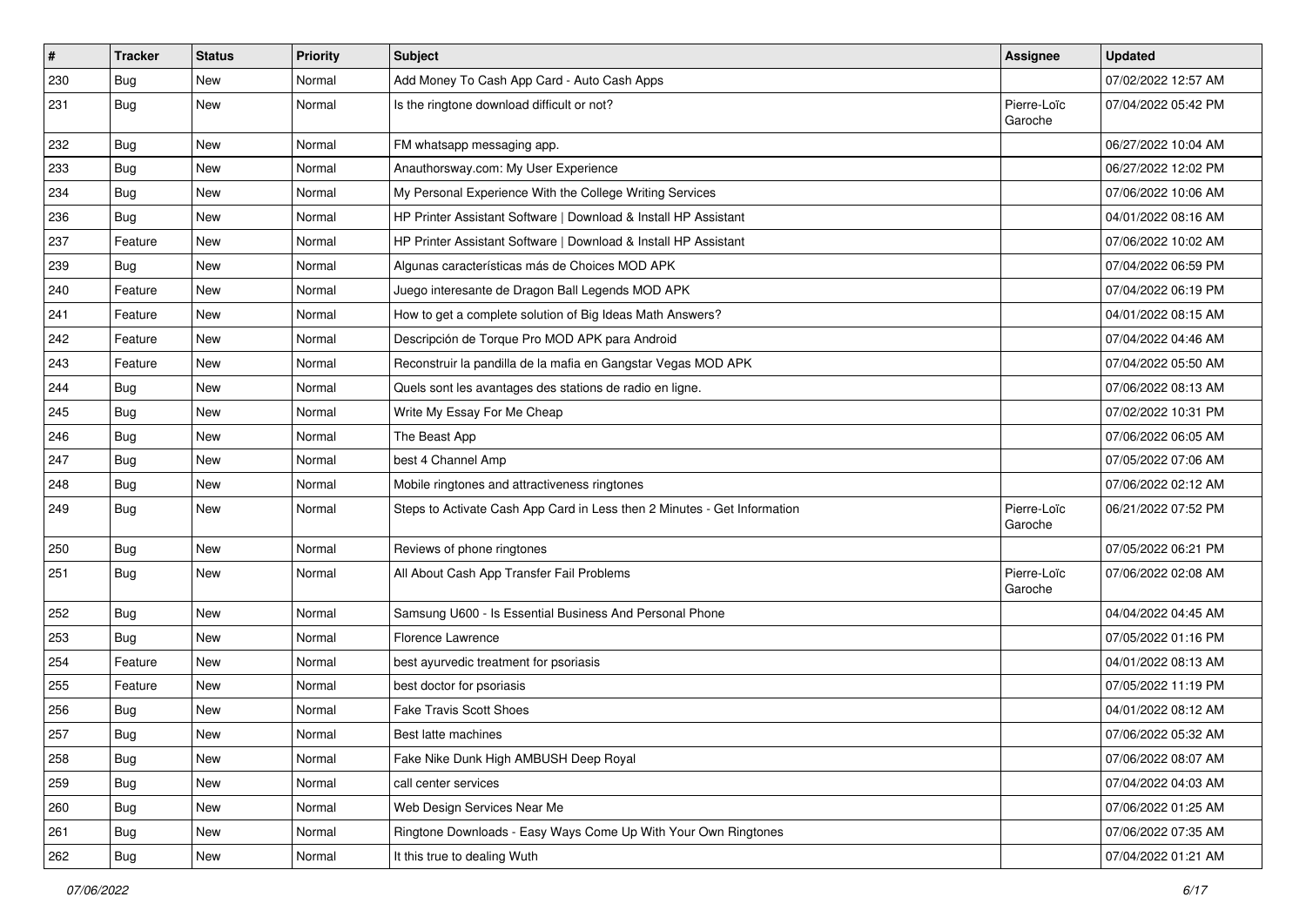| # | Tracker | Status | Priority | Subject | Assignee | Updated |
|---|---|---|---|---|---|---|
| 230 | Bug | New | Normal | Add Money To Cash App Card - Auto Cash Apps | | 07/02/2022 12:57 AM |
| 231 | Bug | New | Normal | Is the ringtone download difficult or not? | Pierre-Loïc Garoche | 07/04/2022 05:42 PM |
| 232 | Bug | New | Normal | FM whatsapp messaging app. | | 06/27/2022 10:04 AM |
| 233 | Bug | New | Normal | Anauthorsway.com: My User Experience | | 06/27/2022 12:02 PM |
| 234 | Bug | New | Normal | My Personal Experience With the College Writing Services | | 07/06/2022 10:06 AM |
| 236 | Bug | New | Normal | HP Printer Assistant Software \| Download & Install HP Assistant | | 04/01/2022 08:16 AM |
| 237 | Feature | New | Normal | HP Printer Assistant Software \| Download & Install HP Assistant | | 07/06/2022 10:02 AM |
| 239 | Bug | New | Normal | Algunas características más de Choices MOD APK | | 07/04/2022 06:59 PM |
| 240 | Feature | New | Normal | Juego interesante de Dragon Ball Legends MOD APK | | 07/04/2022 06:19 PM |
| 241 | Feature | New | Normal | How to get a complete solution of Big Ideas Math Answers? | | 04/01/2022 08:15 AM |
| 242 | Feature | New | Normal | Descripción de Torque Pro MOD APK para Android | | 07/04/2022 04:46 AM |
| 243 | Feature | New | Normal | Reconstruir la pandilla de la mafia en Gangstar Vegas MOD APK | | 07/04/2022 05:50 AM |
| 244 | Bug | New | Normal | Quels sont les avantages des stations de radio en ligne. | | 07/06/2022 08:13 AM |
| 245 | Bug | New | Normal | Write My Essay For Me Cheap | | 07/02/2022 10:31 PM |
| 246 | Bug | New | Normal | The Beast App | | 07/06/2022 06:05 AM |
| 247 | Bug | New | Normal | best 4 Channel Amp | | 07/05/2022 07:06 AM |
| 248 | Bug | New | Normal | Mobile ringtones and attractiveness ringtones | | 07/06/2022 02:12 AM |
| 249 | Bug | New | Normal | Steps to Activate Cash App Card in Less then 2 Minutes - Get Information | Pierre-Loïc Garoche | 06/21/2022 07:52 PM |
| 250 | Bug | New | Normal | Reviews of phone ringtones | | 07/05/2022 06:21 PM |
| 251 | Bug | New | Normal | All About Cash App Transfer Fail Problems | Pierre-Loïc Garoche | 07/06/2022 02:08 AM |
| 252 | Bug | New | Normal | Samsung U600 - Is Essential Business And Personal Phone | | 04/04/2022 04:45 AM |
| 253 | Bug | New | Normal | Florence Lawrence | | 07/05/2022 01:16 PM |
| 254 | Feature | New | Normal | best ayurvedic treatment for psoriasis | | 04/01/2022 08:13 AM |
| 255 | Feature | New | Normal | best doctor for psoriasis | | 07/05/2022 11:19 PM |
| 256 | Bug | New | Normal | Fake Travis Scott Shoes | | 04/01/2022 08:12 AM |
| 257 | Bug | New | Normal | Best latte machines | | 07/06/2022 05:32 AM |
| 258 | Bug | New | Normal | Fake Nike Dunk High AMBUSH Deep Royal | | 07/06/2022 08:07 AM |
| 259 | Bug | New | Normal | call center services | | 07/04/2022 04:03 AM |
| 260 | Bug | New | Normal | Web Design Services Near Me | | 07/06/2022 01:25 AM |
| 261 | Bug | New | Normal | Ringtone Downloads - Easy Ways Come Up With Your Own Ringtones | | 07/06/2022 07:35 AM |
| 262 | Bug | New | Normal | It this true to dealing Wuth | | 07/04/2022 01:21 AM |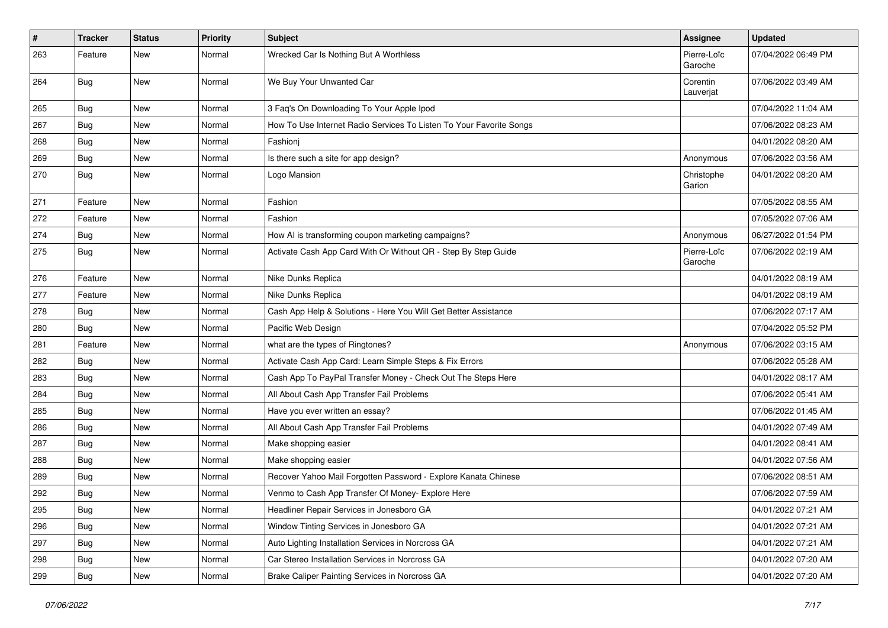| # | Tracker | Status | Priority | Subject | Assignee | Updated |
|---|---|---|---|---|---|---|
| 263 | Feature | New | Normal | Wrecked Car Is Nothing But A Worthless | Pierre-Loïc Garoche | 07/04/2022 06:49 PM |
| 264 | Bug | New | Normal | We Buy Your Unwanted Car | Corentin Lauverjat | 07/06/2022 03:49 AM |
| 265 | Bug | New | Normal | 3 Faq's On Downloading To Your Apple Ipod | | 07/04/2022 11:04 AM |
| 267 | Bug | New | Normal | How To Use Internet Radio Services To Listen To Your Favorite Songs | | 07/06/2022 08:23 AM |
| 268 | Bug | New | Normal | Fashionj | | 04/01/2022 08:20 AM |
| 269 | Bug | New | Normal | Is there such a site for app design? | Anonymous | 07/06/2022 03:56 AM |
| 270 | Bug | New | Normal | Logo Mansion | Christophe Garion | 04/01/2022 08:20 AM |
| 271 | Feature | New | Normal | Fashion | | 07/05/2022 08:55 AM |
| 272 | Feature | New | Normal | Fashion | | 07/05/2022 07:06 AM |
| 274 | Bug | New | Normal | How AI is transforming coupon marketing campaigns? | Anonymous | 06/27/2022 01:54 PM |
| 275 | Bug | New | Normal | Activate Cash App Card With Or Without QR - Step By Step Guide | Pierre-Loïc Garoche | 07/06/2022 02:19 AM |
| 276 | Feature | New | Normal | Nike Dunks Replica | | 04/01/2022 08:19 AM |
| 277 | Feature | New | Normal | Nike Dunks Replica | | 04/01/2022 08:19 AM |
| 278 | Bug | New | Normal | Cash App Help & Solutions - Here You Will Get Better Assistance | | 07/06/2022 07:17 AM |
| 280 | Bug | New | Normal | Pacific Web Design | | 07/04/2022 05:52 PM |
| 281 | Feature | New | Normal | what are the types of Ringtones? | Anonymous | 07/06/2022 03:15 AM |
| 282 | Bug | New | Normal | Activate Cash App Card: Learn Simple Steps & Fix Errors | | 07/06/2022 05:28 AM |
| 283 | Bug | New | Normal | Cash App To PayPal Transfer Money - Check Out The Steps Here | | 04/01/2022 08:17 AM |
| 284 | Bug | New | Normal | All About Cash App Transfer Fail Problems | | 07/06/2022 05:41 AM |
| 285 | Bug | New | Normal | Have you ever written an essay? | | 07/06/2022 01:45 AM |
| 286 | Bug | New | Normal | All About Cash App Transfer Fail Problems | | 04/01/2022 07:49 AM |
| 287 | Bug | New | Normal | Make shopping easier | | 04/01/2022 08:41 AM |
| 288 | Bug | New | Normal | Make shopping easier | | 04/01/2022 07:56 AM |
| 289 | Bug | New | Normal | Recover Yahoo Mail Forgotten Password - Explore Kanata Chinese | | 07/06/2022 08:51 AM |
| 292 | Bug | New | Normal | Venmo to Cash App Transfer Of Money- Explore Here | | 07/06/2022 07:59 AM |
| 295 | Bug | New | Normal | Headliner Repair Services in Jonesboro GA | | 04/01/2022 07:21 AM |
| 296 | Bug | New | Normal | Window Tinting Services in Jonesboro GA | | 04/01/2022 07:21 AM |
| 297 | Bug | New | Normal | Auto Lighting Installation Services in Norcross GA | | 04/01/2022 07:21 AM |
| 298 | Bug | New | Normal | Car Stereo Installation Services in Norcross GA | | 04/01/2022 07:20 AM |
| 299 | Bug | New | Normal | Brake Caliper Painting Services in Norcross GA | | 04/01/2022 07:20 AM |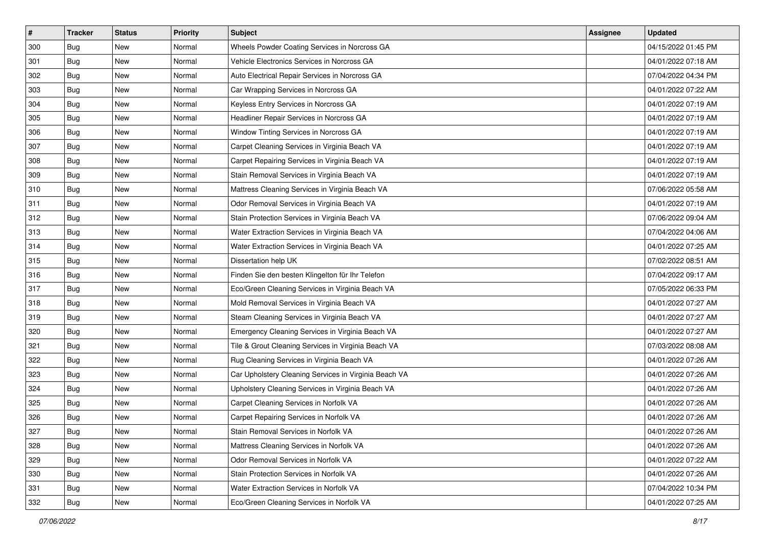| # | Tracker | Status | Priority | Subject | Assignee | Updated |
|---|---|---|---|---|---|---|
| 300 | Bug | New | Normal | Wheels Powder Coating Services in Norcross GA | | 04/15/2022 01:45 PM |
| 301 | Bug | New | Normal | Vehicle Electronics Services in Norcross GA | | 04/01/2022 07:18 AM |
| 302 | Bug | New | Normal | Auto Electrical Repair Services in Norcross GA | | 07/04/2022 04:34 PM |
| 303 | Bug | New | Normal | Car Wrapping Services in Norcross GA | | 04/01/2022 07:22 AM |
| 304 | Bug | New | Normal | Keyless Entry Services in Norcross GA | | 04/01/2022 07:19 AM |
| 305 | Bug | New | Normal | Headliner Repair Services in Norcross GA | | 04/01/2022 07:19 AM |
| 306 | Bug | New | Normal | Window Tinting Services in Norcross GA | | 04/01/2022 07:19 AM |
| 307 | Bug | New | Normal | Carpet Cleaning Services in Virginia Beach VA | | 04/01/2022 07:19 AM |
| 308 | Bug | New | Normal | Carpet Repairing Services in Virginia Beach VA | | 04/01/2022 07:19 AM |
| 309 | Bug | New | Normal | Stain Removal Services in Virginia Beach VA | | 04/01/2022 07:19 AM |
| 310 | Bug | New | Normal | Mattress Cleaning Services in Virginia Beach VA | | 07/06/2022 05:58 AM |
| 311 | Bug | New | Normal | Odor Removal Services in Virginia Beach VA | | 04/01/2022 07:19 AM |
| 312 | Bug | New | Normal | Stain Protection Services in Virginia Beach VA | | 07/06/2022 09:04 AM |
| 313 | Bug | New | Normal | Water Extraction Services in Virginia Beach VA | | 07/04/2022 04:06 AM |
| 314 | Bug | New | Normal | Water Extraction Services in Virginia Beach VA | | 04/01/2022 07:25 AM |
| 315 | Bug | New | Normal | Dissertation help UK | | 07/02/2022 08:51 AM |
| 316 | Bug | New | Normal | Finden Sie den besten Klingelton für Ihr Telefon | | 07/04/2022 09:17 AM |
| 317 | Bug | New | Normal | Eco/Green Cleaning Services in Virginia Beach VA | | 07/05/2022 06:33 PM |
| 318 | Bug | New | Normal | Mold Removal Services in Virginia Beach VA | | 04/01/2022 07:27 AM |
| 319 | Bug | New | Normal | Steam Cleaning Services in Virginia Beach VA | | 04/01/2022 07:27 AM |
| 320 | Bug | New | Normal | Emergency Cleaning Services in Virginia Beach VA | | 04/01/2022 07:27 AM |
| 321 | Bug | New | Normal | Tile & Grout Cleaning Services in Virginia Beach VA | | 07/03/2022 08:08 AM |
| 322 | Bug | New | Normal | Rug Cleaning Services in Virginia Beach VA | | 04/01/2022 07:26 AM |
| 323 | Bug | New | Normal | Car Upholstery Cleaning Services in Virginia Beach VA | | 04/01/2022 07:26 AM |
| 324 | Bug | New | Normal | Upholstery Cleaning Services in Virginia Beach VA | | 04/01/2022 07:26 AM |
| 325 | Bug | New | Normal | Carpet Cleaning Services in Norfolk VA | | 04/01/2022 07:26 AM |
| 326 | Bug | New | Normal | Carpet Repairing Services in Norfolk VA | | 04/01/2022 07:26 AM |
| 327 | Bug | New | Normal | Stain Removal Services in Norfolk VA | | 04/01/2022 07:26 AM |
| 328 | Bug | New | Normal | Mattress Cleaning Services in Norfolk VA | | 04/01/2022 07:26 AM |
| 329 | Bug | New | Normal | Odor Removal Services in Norfolk VA | | 04/01/2022 07:22 AM |
| 330 | Bug | New | Normal | Stain Protection Services in Norfolk VA | | 04/01/2022 07:26 AM |
| 331 | Bug | New | Normal | Water Extraction Services in Norfolk VA | | 07/04/2022 10:34 PM |
| 332 | Bug | New | Normal | Eco/Green Cleaning Services in Norfolk VA | | 04/01/2022 07:25 AM |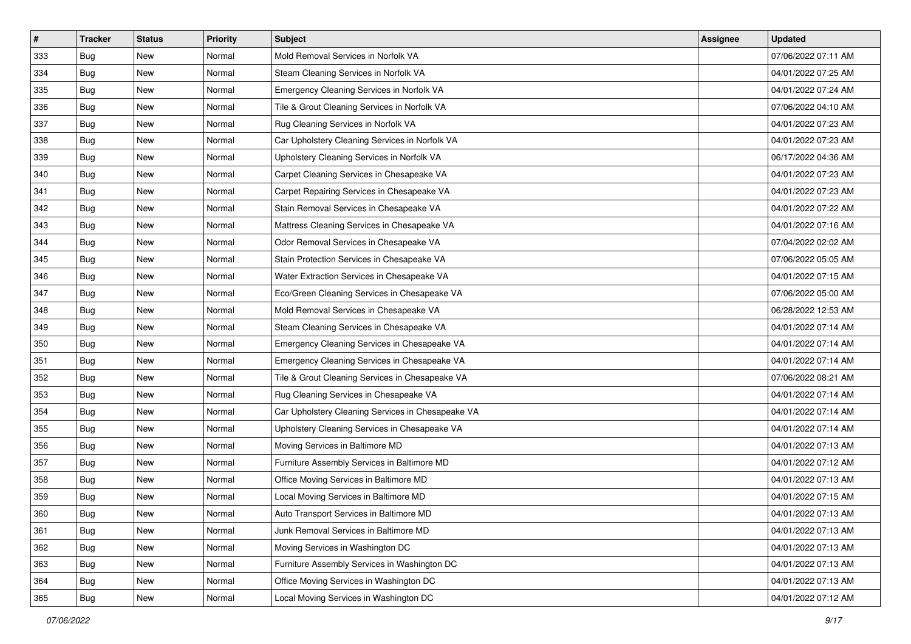| # | Tracker | Status | Priority | Subject | Assignee | Updated |
| --- | --- | --- | --- | --- | --- | --- |
| 333 | Bug | New | Normal | Mold Removal Services in Norfolk VA | | 07/06/2022 07:11 AM |
| 334 | Bug | New | Normal | Steam Cleaning Services in Norfolk VA | | 04/01/2022 07:25 AM |
| 335 | Bug | New | Normal | Emergency Cleaning Services in Norfolk VA | | 04/01/2022 07:24 AM |
| 336 | Bug | New | Normal | Tile & Grout Cleaning Services in Norfolk VA | | 07/06/2022 04:10 AM |
| 337 | Bug | New | Normal | Rug Cleaning Services in Norfolk VA | | 04/01/2022 07:23 AM |
| 338 | Bug | New | Normal | Car Upholstery Cleaning Services in Norfolk VA | | 04/01/2022 07:23 AM |
| 339 | Bug | New | Normal | Upholstery Cleaning Services in Norfolk VA | | 06/17/2022 04:36 AM |
| 340 | Bug | New | Normal | Carpet Cleaning Services in Chesapeake VA | | 04/01/2022 07:23 AM |
| 341 | Bug | New | Normal | Carpet Repairing Services in Chesapeake VA | | 04/01/2022 07:23 AM |
| 342 | Bug | New | Normal | Stain Removal Services in Chesapeake VA | | 04/01/2022 07:22 AM |
| 343 | Bug | New | Normal | Mattress Cleaning Services in Chesapeake VA | | 04/01/2022 07:16 AM |
| 344 | Bug | New | Normal | Odor Removal Services in Chesapeake VA | | 07/04/2022 02:02 AM |
| 345 | Bug | New | Normal | Stain Protection Services in Chesapeake VA | | 07/06/2022 05:05 AM |
| 346 | Bug | New | Normal | Water Extraction Services in Chesapeake VA | | 04/01/2022 07:15 AM |
| 347 | Bug | New | Normal | Eco/Green Cleaning Services in Chesapeake VA | | 07/06/2022 05:00 AM |
| 348 | Bug | New | Normal | Mold Removal Services in Chesapeake VA | | 06/28/2022 12:53 AM |
| 349 | Bug | New | Normal | Steam Cleaning Services in Chesapeake VA | | 04/01/2022 07:14 AM |
| 350 | Bug | New | Normal | Emergency Cleaning Services in Chesapeake VA | | 04/01/2022 07:14 AM |
| 351 | Bug | New | Normal | Emergency Cleaning Services in Chesapeake VA | | 04/01/2022 07:14 AM |
| 352 | Bug | New | Normal | Tile & Grout Cleaning Services in Chesapeake VA | | 07/06/2022 08:21 AM |
| 353 | Bug | New | Normal | Rug Cleaning Services in Chesapeake VA | | 04/01/2022 07:14 AM |
| 354 | Bug | New | Normal | Car Upholstery Cleaning Services in Chesapeake VA | | 04/01/2022 07:14 AM |
| 355 | Bug | New | Normal | Upholstery Cleaning Services in Chesapeake VA | | 04/01/2022 07:14 AM |
| 356 | Bug | New | Normal | Moving Services in Baltimore MD | | 04/01/2022 07:13 AM |
| 357 | Bug | New | Normal | Furniture Assembly Services in Baltimore MD | | 04/01/2022 07:12 AM |
| 358 | Bug | New | Normal | Office Moving Services in Baltimore MD | | 04/01/2022 07:13 AM |
| 359 | Bug | New | Normal | Local Moving Services in Baltimore MD | | 04/01/2022 07:15 AM |
| 360 | Bug | New | Normal | Auto Transport Services in Baltimore MD | | 04/01/2022 07:13 AM |
| 361 | Bug | New | Normal | Junk Removal Services in Baltimore MD | | 04/01/2022 07:13 AM |
| 362 | Bug | New | Normal | Moving Services in Washington DC | | 04/01/2022 07:13 AM |
| 363 | Bug | New | Normal | Furniture Assembly Services in Washington DC | | 04/01/2022 07:13 AM |
| 364 | Bug | New | Normal | Office Moving Services in Washington DC | | 04/01/2022 07:13 AM |
| 365 | Bug | New | Normal | Local Moving Services in Washington DC | | 04/01/2022 07:12 AM |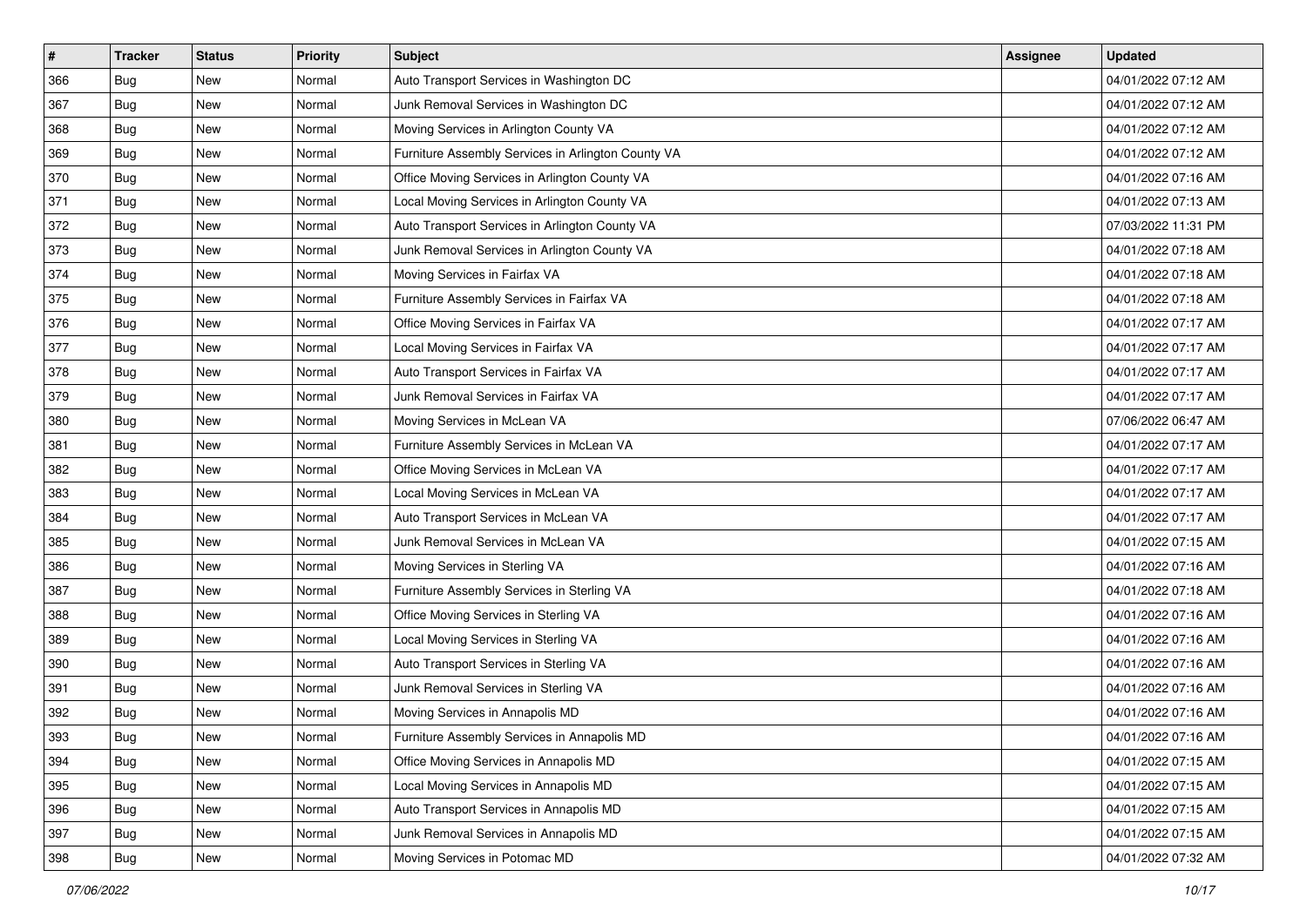| # | Tracker | Status | Priority | Subject | Assignee | Updated |
|---|---|---|---|---|---|---|
| 366 | Bug | New | Normal | Auto Transport Services in Washington DC | | 04/01/2022 07:12 AM |
| 367 | Bug | New | Normal | Junk Removal Services in Washington DC | | 04/01/2022 07:12 AM |
| 368 | Bug | New | Normal | Moving Services in Arlington County VA | | 04/01/2022 07:12 AM |
| 369 | Bug | New | Normal | Furniture Assembly Services in Arlington County VA | | 04/01/2022 07:12 AM |
| 370 | Bug | New | Normal | Office Moving Services in Arlington County VA | | 04/01/2022 07:16 AM |
| 371 | Bug | New | Normal | Local Moving Services in Arlington County VA | | 04/01/2022 07:13 AM |
| 372 | Bug | New | Normal | Auto Transport Services in Arlington County VA | | 07/03/2022 11:31 PM |
| 373 | Bug | New | Normal | Junk Removal Services in Arlington County VA | | 04/01/2022 07:18 AM |
| 374 | Bug | New | Normal | Moving Services in Fairfax VA | | 04/01/2022 07:18 AM |
| 375 | Bug | New | Normal | Furniture Assembly Services in Fairfax VA | | 04/01/2022 07:18 AM |
| 376 | Bug | New | Normal | Office Moving Services in Fairfax VA | | 04/01/2022 07:17 AM |
| 377 | Bug | New | Normal | Local Moving Services in Fairfax VA | | 04/01/2022 07:17 AM |
| 378 | Bug | New | Normal | Auto Transport Services in Fairfax VA | | 04/01/2022 07:17 AM |
| 379 | Bug | New | Normal | Junk Removal Services in Fairfax VA | | 04/01/2022 07:17 AM |
| 380 | Bug | New | Normal | Moving Services in McLean VA | | 07/06/2022 06:47 AM |
| 381 | Bug | New | Normal | Furniture Assembly Services in McLean VA | | 04/01/2022 07:17 AM |
| 382 | Bug | New | Normal | Office Moving Services in McLean VA | | 04/01/2022 07:17 AM |
| 383 | Bug | New | Normal | Local Moving Services in McLean VA | | 04/01/2022 07:17 AM |
| 384 | Bug | New | Normal | Auto Transport Services in McLean VA | | 04/01/2022 07:17 AM |
| 385 | Bug | New | Normal | Junk Removal Services in McLean VA | | 04/01/2022 07:15 AM |
| 386 | Bug | New | Normal | Moving Services in Sterling VA | | 04/01/2022 07:16 AM |
| 387 | Bug | New | Normal | Furniture Assembly Services in Sterling VA | | 04/01/2022 07:18 AM |
| 388 | Bug | New | Normal | Office Moving Services in Sterling VA | | 04/01/2022 07:16 AM |
| 389 | Bug | New | Normal | Local Moving Services in Sterling VA | | 04/01/2022 07:16 AM |
| 390 | Bug | New | Normal | Auto Transport Services in Sterling VA | | 04/01/2022 07:16 AM |
| 391 | Bug | New | Normal | Junk Removal Services in Sterling VA | | 04/01/2022 07:16 AM |
| 392 | Bug | New | Normal | Moving Services in Annapolis MD | | 04/01/2022 07:16 AM |
| 393 | Bug | New | Normal | Furniture Assembly Services in Annapolis MD | | 04/01/2022 07:16 AM |
| 394 | Bug | New | Normal | Office Moving Services in Annapolis MD | | 04/01/2022 07:15 AM |
| 395 | Bug | New | Normal | Local Moving Services in Annapolis MD | | 04/01/2022 07:15 AM |
| 396 | Bug | New | Normal | Auto Transport Services in Annapolis MD | | 04/01/2022 07:15 AM |
| 397 | Bug | New | Normal | Junk Removal Services in Annapolis MD | | 04/01/2022 07:15 AM |
| 398 | Bug | New | Normal | Moving Services in Potomac MD | | 04/01/2022 07:32 AM |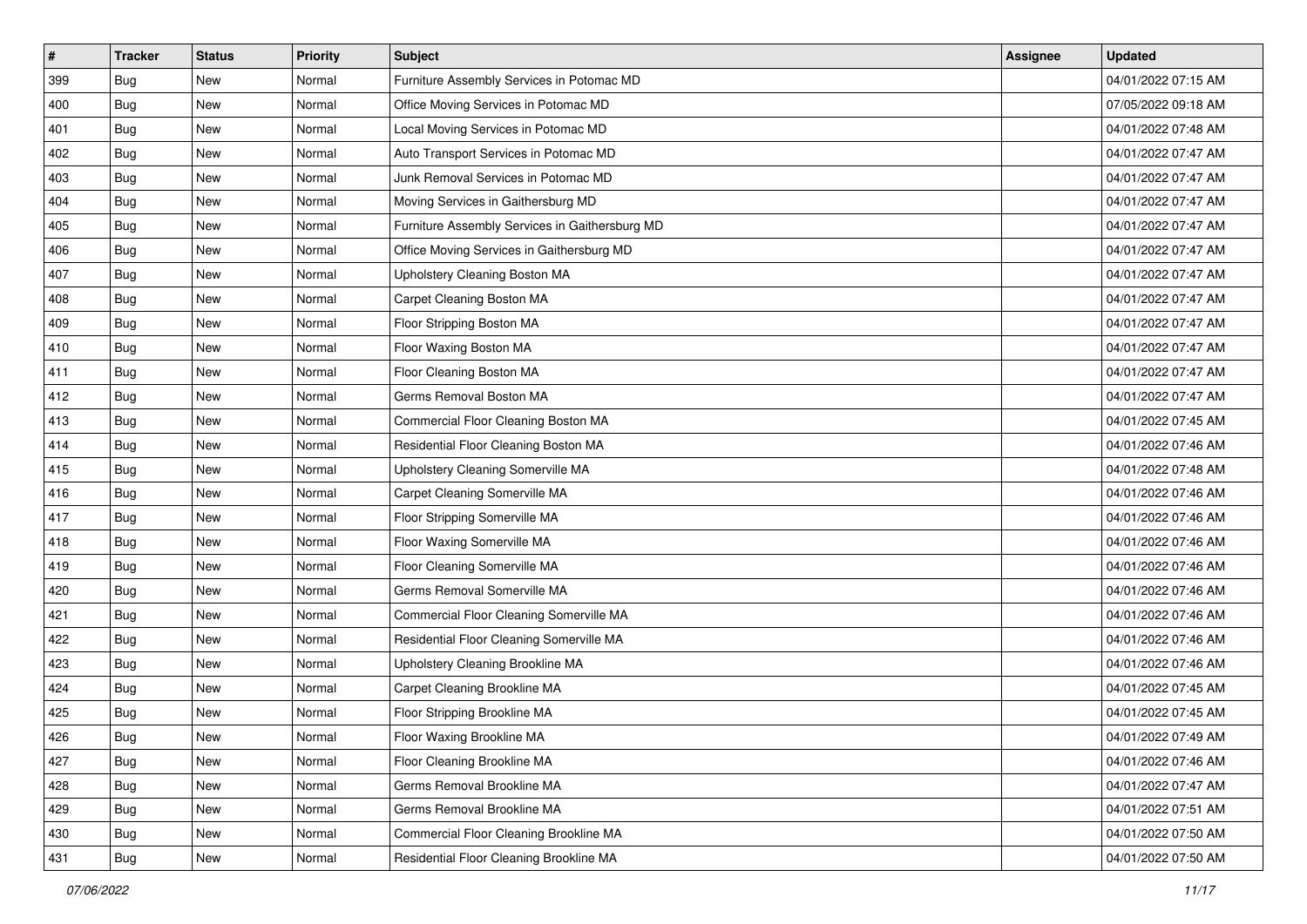| # | Tracker | Status | Priority | Subject | Assignee | Updated |
|---|---|---|---|---|---|---|
| 399 | Bug | New | Normal | Furniture Assembly Services in Potomac MD | | 04/01/2022 07:15 AM |
| 400 | Bug | New | Normal | Office Moving Services in Potomac MD | | 07/05/2022 09:18 AM |
| 401 | Bug | New | Normal | Local Moving Services in Potomac MD | | 04/01/2022 07:48 AM |
| 402 | Bug | New | Normal | Auto Transport Services in Potomac MD | | 04/01/2022 07:47 AM |
| 403 | Bug | New | Normal | Junk Removal Services in Potomac MD | | 04/01/2022 07:47 AM |
| 404 | Bug | New | Normal | Moving Services in Gaithersburg MD | | 04/01/2022 07:47 AM |
| 405 | Bug | New | Normal | Furniture Assembly Services in Gaithersburg MD | | 04/01/2022 07:47 AM |
| 406 | Bug | New | Normal | Office Moving Services in Gaithersburg MD | | 04/01/2022 07:47 AM |
| 407 | Bug | New | Normal | Upholstery Cleaning Boston MA | | 04/01/2022 07:47 AM |
| 408 | Bug | New | Normal | Carpet Cleaning Boston MA | | 04/01/2022 07:47 AM |
| 409 | Bug | New | Normal | Floor Stripping Boston MA | | 04/01/2022 07:47 AM |
| 410 | Bug | New | Normal | Floor Waxing Boston MA | | 04/01/2022 07:47 AM |
| 411 | Bug | New | Normal | Floor Cleaning Boston MA | | 04/01/2022 07:47 AM |
| 412 | Bug | New | Normal | Germs Removal Boston MA | | 04/01/2022 07:47 AM |
| 413 | Bug | New | Normal | Commercial Floor Cleaning Boston MA | | 04/01/2022 07:45 AM |
| 414 | Bug | New | Normal | Residential Floor Cleaning Boston MA | | 04/01/2022 07:46 AM |
| 415 | Bug | New | Normal | Upholstery Cleaning Somerville MA | | 04/01/2022 07:48 AM |
| 416 | Bug | New | Normal | Carpet Cleaning Somerville MA | | 04/01/2022 07:46 AM |
| 417 | Bug | New | Normal | Floor Stripping Somerville MA | | 04/01/2022 07:46 AM |
| 418 | Bug | New | Normal | Floor Waxing Somerville MA | | 04/01/2022 07:46 AM |
| 419 | Bug | New | Normal | Floor Cleaning Somerville MA | | 04/01/2022 07:46 AM |
| 420 | Bug | New | Normal | Germs Removal Somerville MA | | 04/01/2022 07:46 AM |
| 421 | Bug | New | Normal | Commercial Floor Cleaning Somerville MA | | 04/01/2022 07:46 AM |
| 422 | Bug | New | Normal | Residential Floor Cleaning Somerville MA | | 04/01/2022 07:46 AM |
| 423 | Bug | New | Normal | Upholstery Cleaning Brookline MA | | 04/01/2022 07:46 AM |
| 424 | Bug | New | Normal | Carpet Cleaning Brookline MA | | 04/01/2022 07:45 AM |
| 425 | Bug | New | Normal | Floor Stripping Brookline MA | | 04/01/2022 07:45 AM |
| 426 | Bug | New | Normal | Floor Waxing Brookline MA | | 04/01/2022 07:49 AM |
| 427 | Bug | New | Normal | Floor Cleaning Brookline MA | | 04/01/2022 07:46 AM |
| 428 | Bug | New | Normal | Germs Removal Brookline MA | | 04/01/2022 07:47 AM |
| 429 | Bug | New | Normal | Germs Removal Brookline MA | | 04/01/2022 07:51 AM |
| 430 | Bug | New | Normal | Commercial Floor Cleaning Brookline MA | | 04/01/2022 07:50 AM |
| 431 | Bug | New | Normal | Residential Floor Cleaning Brookline MA | | 04/01/2022 07:50 AM |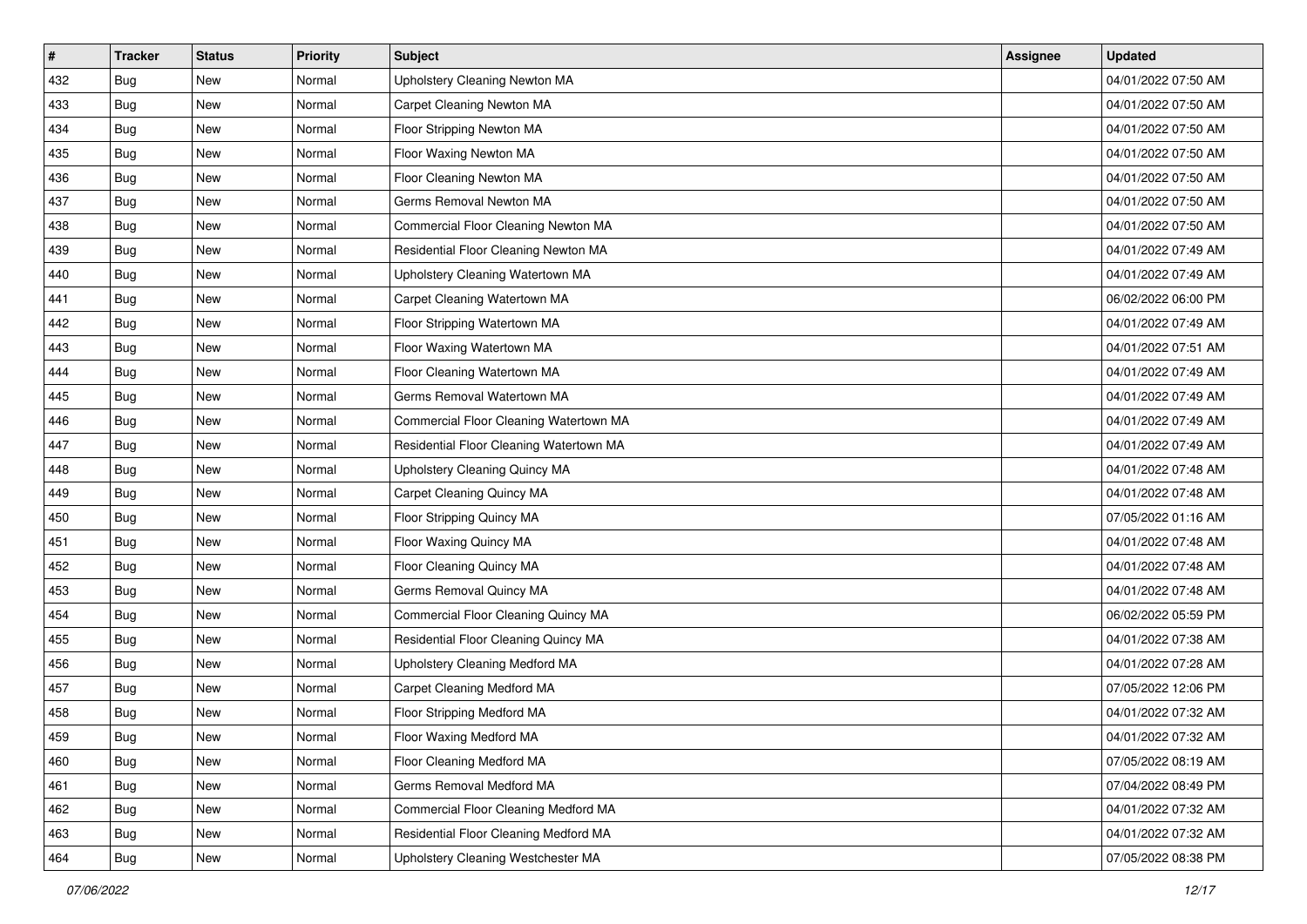| # | Tracker | Status | Priority | Subject | Assignee | Updated |
|---|---|---|---|---|---|---|
| 432 | Bug | New | Normal | Upholstery Cleaning Newton MA | | 04/01/2022 07:50 AM |
| 433 | Bug | New | Normal | Carpet Cleaning Newton MA | | 04/01/2022 07:50 AM |
| 434 | Bug | New | Normal | Floor Stripping Newton MA | | 04/01/2022 07:50 AM |
| 435 | Bug | New | Normal | Floor Waxing Newton MA | | 04/01/2022 07:50 AM |
| 436 | Bug | New | Normal | Floor Cleaning Newton MA | | 04/01/2022 07:50 AM |
| 437 | Bug | New | Normal | Germs Removal Newton MA | | 04/01/2022 07:50 AM |
| 438 | Bug | New | Normal | Commercial Floor Cleaning Newton MA | | 04/01/2022 07:50 AM |
| 439 | Bug | New | Normal | Residential Floor Cleaning Newton MA | | 04/01/2022 07:49 AM |
| 440 | Bug | New | Normal | Upholstery Cleaning Watertown MA | | 04/01/2022 07:49 AM |
| 441 | Bug | New | Normal | Carpet Cleaning Watertown MA | | 06/02/2022 06:00 PM |
| 442 | Bug | New | Normal | Floor Stripping Watertown MA | | 04/01/2022 07:49 AM |
| 443 | Bug | New | Normal | Floor Waxing Watertown MA | | 04/01/2022 07:51 AM |
| 444 | Bug | New | Normal | Floor Cleaning Watertown MA | | 04/01/2022 07:49 AM |
| 445 | Bug | New | Normal | Germs Removal Watertown MA | | 04/01/2022 07:49 AM |
| 446 | Bug | New | Normal | Commercial Floor Cleaning Watertown MA | | 04/01/2022 07:49 AM |
| 447 | Bug | New | Normal | Residential Floor Cleaning Watertown MA | | 04/01/2022 07:49 AM |
| 448 | Bug | New | Normal | Upholstery Cleaning Quincy MA | | 04/01/2022 07:48 AM |
| 449 | Bug | New | Normal | Carpet Cleaning Quincy MA | | 04/01/2022 07:48 AM |
| 450 | Bug | New | Normal | Floor Stripping Quincy MA | | 07/05/2022 01:16 AM |
| 451 | Bug | New | Normal | Floor Waxing Quincy MA | | 04/01/2022 07:48 AM |
| 452 | Bug | New | Normal | Floor Cleaning Quincy MA | | 04/01/2022 07:48 AM |
| 453 | Bug | New | Normal | Germs Removal Quincy MA | | 04/01/2022 07:48 AM |
| 454 | Bug | New | Normal | Commercial Floor Cleaning Quincy MA | | 06/02/2022 05:59 PM |
| 455 | Bug | New | Normal | Residential Floor Cleaning Quincy MA | | 04/01/2022 07:38 AM |
| 456 | Bug | New | Normal | Upholstery Cleaning Medford MA | | 04/01/2022 07:28 AM |
| 457 | Bug | New | Normal | Carpet Cleaning Medford MA | | 07/05/2022 12:06 PM |
| 458 | Bug | New | Normal | Floor Stripping Medford MA | | 04/01/2022 07:32 AM |
| 459 | Bug | New | Normal | Floor Waxing Medford MA | | 04/01/2022 07:32 AM |
| 460 | Bug | New | Normal | Floor Cleaning Medford MA | | 07/05/2022 08:19 AM |
| 461 | Bug | New | Normal | Germs Removal Medford MA | | 07/04/2022 08:49 PM |
| 462 | Bug | New | Normal | Commercial Floor Cleaning Medford MA | | 04/01/2022 07:32 AM |
| 463 | Bug | New | Normal | Residential Floor Cleaning Medford MA | | 04/01/2022 07:32 AM |
| 464 | Bug | New | Normal | Upholstery Cleaning Westchester MA | | 07/05/2022 08:38 PM |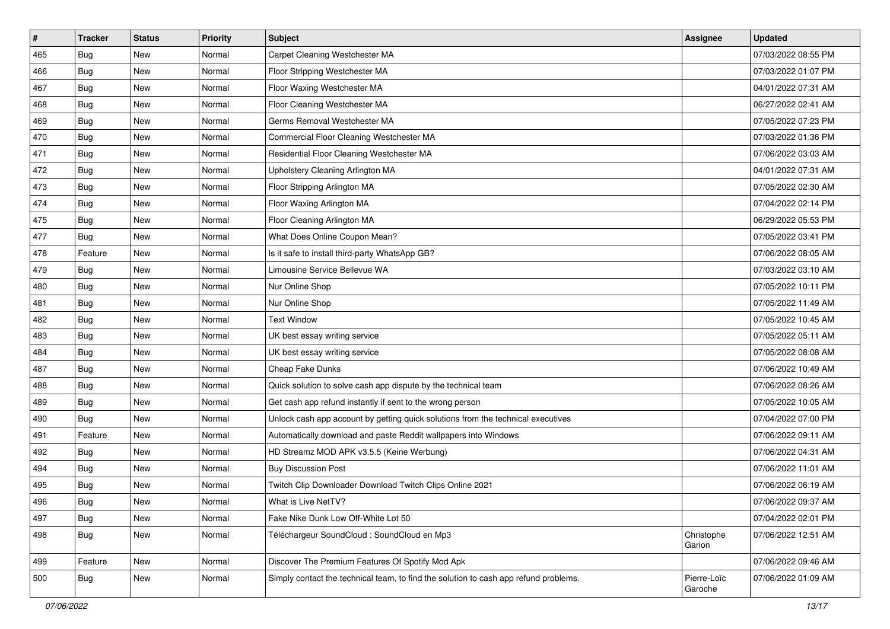| # | Tracker | Status | Priority | Subject | Assignee | Updated |
|---|---|---|---|---|---|---|
| 465 | Bug | New | Normal | Carpet Cleaning Westchester MA | | 07/03/2022 08:55 PM |
| 466 | Bug | New | Normal | Floor Stripping Westchester MA | | 07/03/2022 01:07 PM |
| 467 | Bug | New | Normal | Floor Waxing Westchester MA | | 04/01/2022 07:31 AM |
| 468 | Bug | New | Normal | Floor Cleaning Westchester MA | | 06/27/2022 02:41 AM |
| 469 | Bug | New | Normal | Germs Removal Westchester MA | | 07/05/2022 07:23 PM |
| 470 | Bug | New | Normal | Commercial Floor Cleaning Westchester MA | | 07/03/2022 01:36 PM |
| 471 | Bug | New | Normal | Residential Floor Cleaning Westchester MA | | 07/06/2022 03:03 AM |
| 472 | Bug | New | Normal | Upholstery Cleaning Arlington MA | | 04/01/2022 07:31 AM |
| 473 | Bug | New | Normal | Floor Stripping Arlington MA | | 07/05/2022 02:30 AM |
| 474 | Bug | New | Normal | Floor Waxing Arlington MA | | 07/04/2022 02:14 PM |
| 475 | Bug | New | Normal | Floor Cleaning Arlington MA | | 06/29/2022 05:53 PM |
| 477 | Bug | New | Normal | What Does Online Coupon Mean? | | 07/05/2022 03:41 PM |
| 478 | Feature | New | Normal | Is it safe to install third-party WhatsApp GB? | | 07/06/2022 08:05 AM |
| 479 | Bug | New | Normal | Limousine Service Bellevue WA | | 07/03/2022 03:10 AM |
| 480 | Bug | New | Normal | Nur Online Shop | | 07/05/2022 10:11 PM |
| 481 | Bug | New | Normal | Nur Online Shop | | 07/05/2022 11:49 AM |
| 482 | Bug | New | Normal | Text Window | | 07/05/2022 10:45 AM |
| 483 | Bug | New | Normal | UK best essay writing service | | 07/05/2022 05:11 AM |
| 484 | Bug | New | Normal | UK best essay writing service | | 07/05/2022 08:08 AM |
| 487 | Bug | New | Normal | Cheap Fake Dunks | | 07/06/2022 10:49 AM |
| 488 | Bug | New | Normal | Quick solution to solve cash app dispute by the technical team | | 07/06/2022 08:26 AM |
| 489 | Bug | New | Normal | Get cash app refund instantly if sent to the wrong person | | 07/05/2022 10:05 AM |
| 490 | Bug | New | Normal | Unlock cash app account by getting quick solutions from the technical executives | | 07/04/2022 07:00 PM |
| 491 | Feature | New | Normal | Automatically download and paste Reddit wallpapers into Windows | | 07/06/2022 09:11 AM |
| 492 | Bug | New | Normal | HD Streamz MOD APK v3.5.5 (Keine Werbung) | | 07/06/2022 04:31 AM |
| 494 | Bug | New | Normal | Buy Discussion Post | | 07/06/2022 11:01 AM |
| 495 | Bug | New | Normal | Twitch Clip Downloader Download Twitch Clips Online 2021 | | 07/06/2022 06:19 AM |
| 496 | Bug | New | Normal | What is Live NetTV? | | 07/06/2022 09:37 AM |
| 497 | Bug | New | Normal | Fake Nike Dunk Low Off-White Lot 50 | | 07/04/2022 02:01 PM |
| 498 | Bug | New | Normal | Téléchargeur SoundCloud : SoundCloud en Mp3 | Christophe Garion | 07/06/2022 12:51 AM |
| 499 | Feature | New | Normal | Discover The Premium Features Of Spotify Mod Apk | | 07/06/2022 09:46 AM |
| 500 | Bug | New | Normal | Simply contact the technical team, to find the solution to cash app refund problems. | Pierre-Loïc Garoche | 07/06/2022 01:09 AM |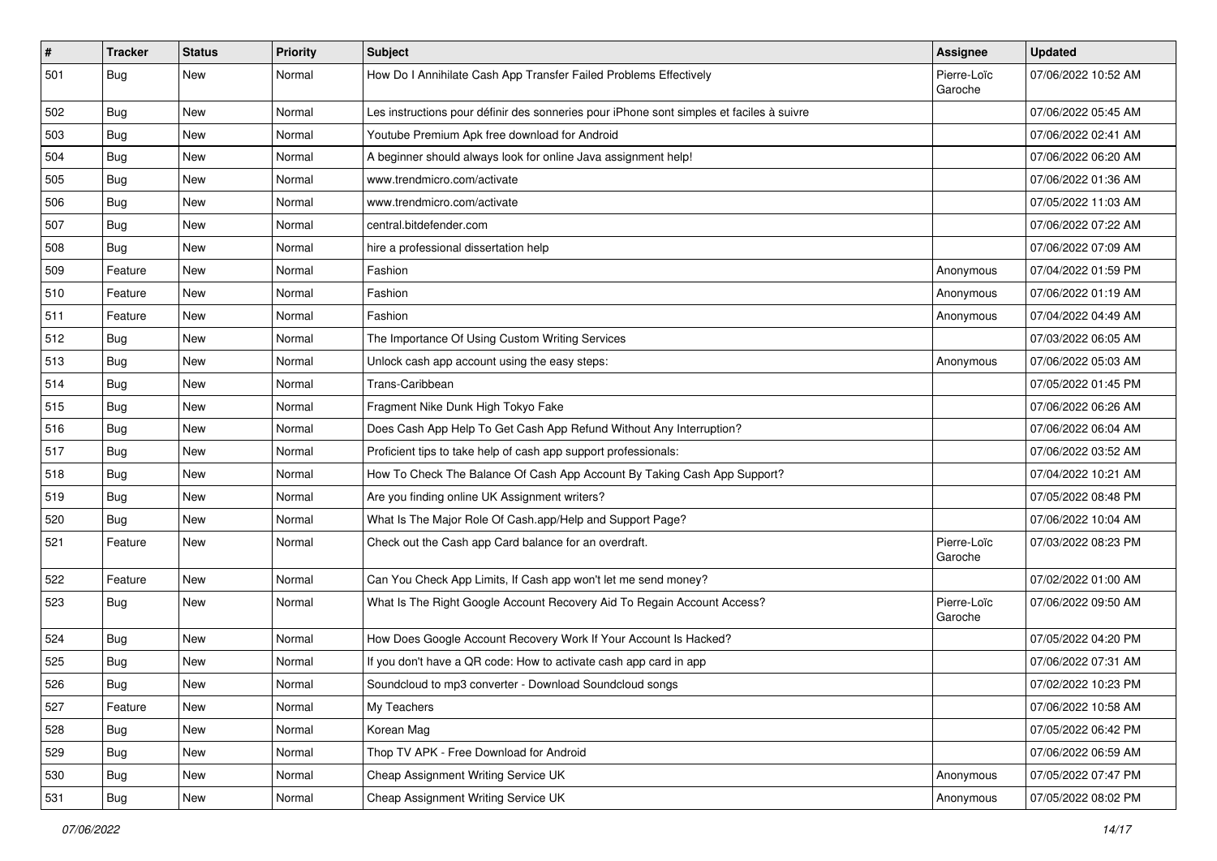| # | Tracker | Status | Priority | Subject | Assignee | Updated |
|---|---|---|---|---|---|---|
| 501 | Bug | New | Normal | How Do I Annihilate Cash App Transfer Failed Problems Effectively | Pierre-Loïc Garoche | 07/06/2022 10:52 AM |
| 502 | Bug | New | Normal | Les instructions pour définir des sonneries pour iPhone sont simples et faciles à suivre | | 07/06/2022 05:45 AM |
| 503 | Bug | New | Normal | Youtube Premium Apk free download for Android | | 07/06/2022 02:41 AM |
| 504 | Bug | New | Normal | A beginner should always look for online Java assignment help! | | 07/06/2022 06:20 AM |
| 505 | Bug | New | Normal | www.trendmicro.com/activate | | 07/06/2022 01:36 AM |
| 506 | Bug | New | Normal | www.trendmicro.com/activate | | 07/05/2022 11:03 AM |
| 507 | Bug | New | Normal | central.bitdefender.com | | 07/06/2022 07:22 AM |
| 508 | Bug | New | Normal | hire a professional dissertation help | | 07/06/2022 07:09 AM |
| 509 | Feature | New | Normal | Fashion | Anonymous | 07/04/2022 01:59 PM |
| 510 | Feature | New | Normal | Fashion | Anonymous | 07/06/2022 01:19 AM |
| 511 | Feature | New | Normal | Fashion | Anonymous | 07/04/2022 04:49 AM |
| 512 | Bug | New | Normal | The Importance Of Using Custom Writing Services | | 07/03/2022 06:05 AM |
| 513 | Bug | New | Normal | Unlock cash app account using the easy steps: | Anonymous | 07/06/2022 05:03 AM |
| 514 | Bug | New | Normal | Trans-Caribbean | | 07/05/2022 01:45 PM |
| 515 | Bug | New | Normal | Fragment Nike Dunk High Tokyo Fake | | 07/06/2022 06:26 AM |
| 516 | Bug | New | Normal | Does Cash App Help To Get Cash App Refund Without Any Interruption? | | 07/06/2022 06:04 AM |
| 517 | Bug | New | Normal | Proficient tips to take help of cash app support professionals: | | 07/06/2022 03:52 AM |
| 518 | Bug | New | Normal | How To Check The Balance Of Cash App Account By Taking Cash App Support? | | 07/04/2022 10:21 AM |
| 519 | Bug | New | Normal | Are you finding online UK Assignment writers? | | 07/05/2022 08:48 PM |
| 520 | Bug | New | Normal | What Is The Major Role Of Cash.app/Help and Support Page? | | 07/06/2022 10:04 AM |
| 521 | Feature | New | Normal | Check out the Cash app Card balance for an overdraft. | Pierre-Loïc Garoche | 07/03/2022 08:23 PM |
| 522 | Feature | New | Normal | Can You Check App Limits, If Cash app won't let me send money? | | 07/02/2022 01:00 AM |
| 523 | Bug | New | Normal | What Is The Right Google Account Recovery Aid To Regain Account Access? | Pierre-Loïc Garoche | 07/06/2022 09:50 AM |
| 524 | Bug | New | Normal | How Does Google Account Recovery Work If Your Account Is Hacked? | | 07/05/2022 04:20 PM |
| 525 | Bug | New | Normal | If you don't have a QR code: How to activate cash app card in app | | 07/06/2022 07:31 AM |
| 526 | Bug | New | Normal | Soundcloud to mp3 converter - Download Soundcloud songs | | 07/02/2022 10:23 PM |
| 527 | Feature | New | Normal | My Teachers | | 07/06/2022 10:58 AM |
| 528 | Bug | New | Normal | Korean Mag | | 07/05/2022 06:42 PM |
| 529 | Bug | New | Normal | Thop TV APK - Free Download for Android | | 07/06/2022 06:59 AM |
| 530 | Bug | New | Normal | Cheap Assignment Writing Service UK | Anonymous | 07/05/2022 07:47 PM |
| 531 | Bug | New | Normal | Cheap Assignment Writing Service UK | Anonymous | 07/05/2022 08:02 PM |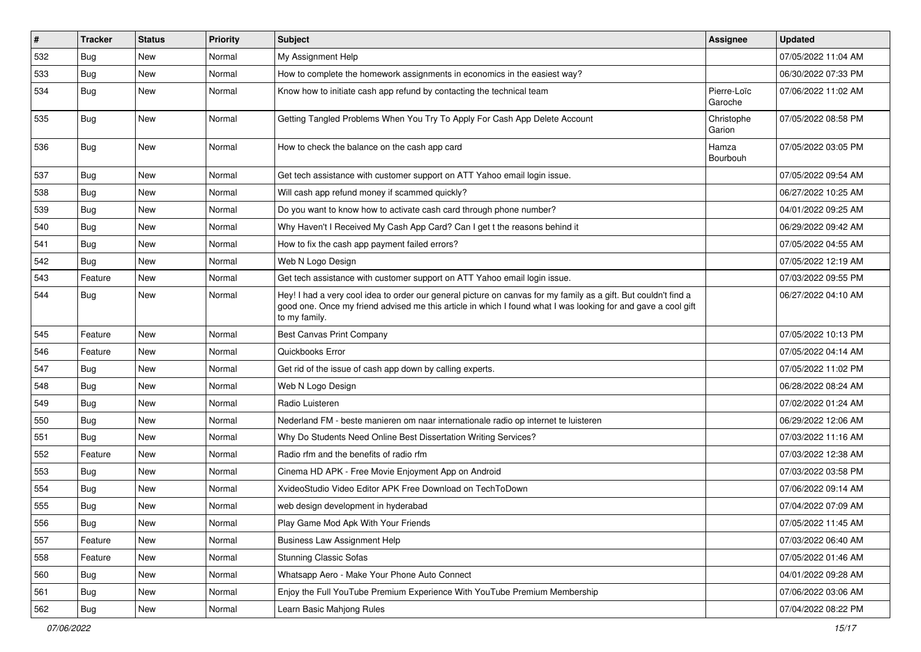| # | Tracker | Status | Priority | Subject | Assignee | Updated |
| --- | --- | --- | --- | --- | --- | --- |
| 532 | Bug | New | Normal | My Assignment Help | | 07/05/2022 11:04 AM |
| 533 | Bug | New | Normal | How to complete the homework assignments in economics in the easiest way? | | 06/30/2022 07:33 PM |
| 534 | Bug | New | Normal | Know how to initiate cash app refund by contacting the technical team | Pierre-Loïc Garoche | 07/06/2022 11:02 AM |
| 535 | Bug | New | Normal | Getting Tangled Problems When You Try To Apply For Cash App Delete Account | Christophe Garion | 07/05/2022 08:58 PM |
| 536 | Bug | New | Normal | How to check the balance on the cash app card | Hamza Bourbouh | 07/05/2022 03:05 PM |
| 537 | Bug | New | Normal | Get tech assistance with customer support on ATT Yahoo email login issue. | | 07/05/2022 09:54 AM |
| 538 | Bug | New | Normal | Will cash app refund money if scammed quickly? | | 06/27/2022 10:25 AM |
| 539 | Bug | New | Normal | Do you want to know how to activate cash card through phone number? | | 04/01/2022 09:25 AM |
| 540 | Bug | New | Normal | Why Haven't I Received My Cash App Card? Can I get t the reasons behind it | | 06/29/2022 09:42 AM |
| 541 | Bug | New | Normal | How to fix the cash app payment failed errors? | | 07/05/2022 04:55 AM |
| 542 | Bug | New | Normal | Web N Logo Design | | 07/05/2022 12:19 AM |
| 543 | Feature | New | Normal | Get tech assistance with customer support on ATT Yahoo email login issue. | | 07/03/2022 09:55 PM |
| 544 | Bug | New | Normal | Hey! I had a very cool idea to order our general picture on canvas for my family as a gift. But couldn't find a good one. Once my friend advised me this article in which I found what I was looking for and gave a cool gift to my family. | | 06/27/2022 04:10 AM |
| 545 | Feature | New | Normal | Best Canvas Print Company | | 07/05/2022 10:13 PM |
| 546 | Feature | New | Normal | Quickbooks Error | | 07/05/2022 04:14 AM |
| 547 | Bug | New | Normal | Get rid of the issue of cash app down by calling experts. | | 07/05/2022 11:02 PM |
| 548 | Bug | New | Normal | Web N Logo Design | | 06/28/2022 08:24 AM |
| 549 | Bug | New | Normal | Radio Luisteren | | 07/02/2022 01:24 AM |
| 550 | Bug | New | Normal | Nederland FM - beste manieren om naar internationale radio op internet te luisteren | | 06/29/2022 12:06 AM |
| 551 | Bug | New | Normal | Why Do Students Need Online Best Dissertation Writing Services? | | 07/03/2022 11:16 AM |
| 552 | Feature | New | Normal | Radio rfm and the benefits of radio rfm | | 07/03/2022 12:38 AM |
| 553 | Bug | New | Normal | Cinema HD APK - Free Movie Enjoyment App on Android | | 07/03/2022 03:58 PM |
| 554 | Bug | New | Normal | XvideoStudio Video Editor APK Free Download on TechToDown | | 07/06/2022 09:14 AM |
| 555 | Bug | New | Normal | web design development in hyderabad | | 07/04/2022 07:09 AM |
| 556 | Bug | New | Normal | Play Game Mod Apk With Your Friends | | 07/05/2022 11:45 AM |
| 557 | Feature | New | Normal | Business Law Assignment Help | | 07/03/2022 06:40 AM |
| 558 | Feature | New | Normal | Stunning Classic Sofas | | 07/05/2022 01:46 AM |
| 560 | Bug | New | Normal | Whatsapp Aero - Make Your Phone Auto Connect | | 04/01/2022 09:28 AM |
| 561 | Bug | New | Normal | Enjoy the Full YouTube Premium Experience With YouTube Premium Membership | | 07/06/2022 03:06 AM |
| 562 | Bug | New | Normal | Learn Basic Mahjong Rules | | 07/04/2022 08:22 PM |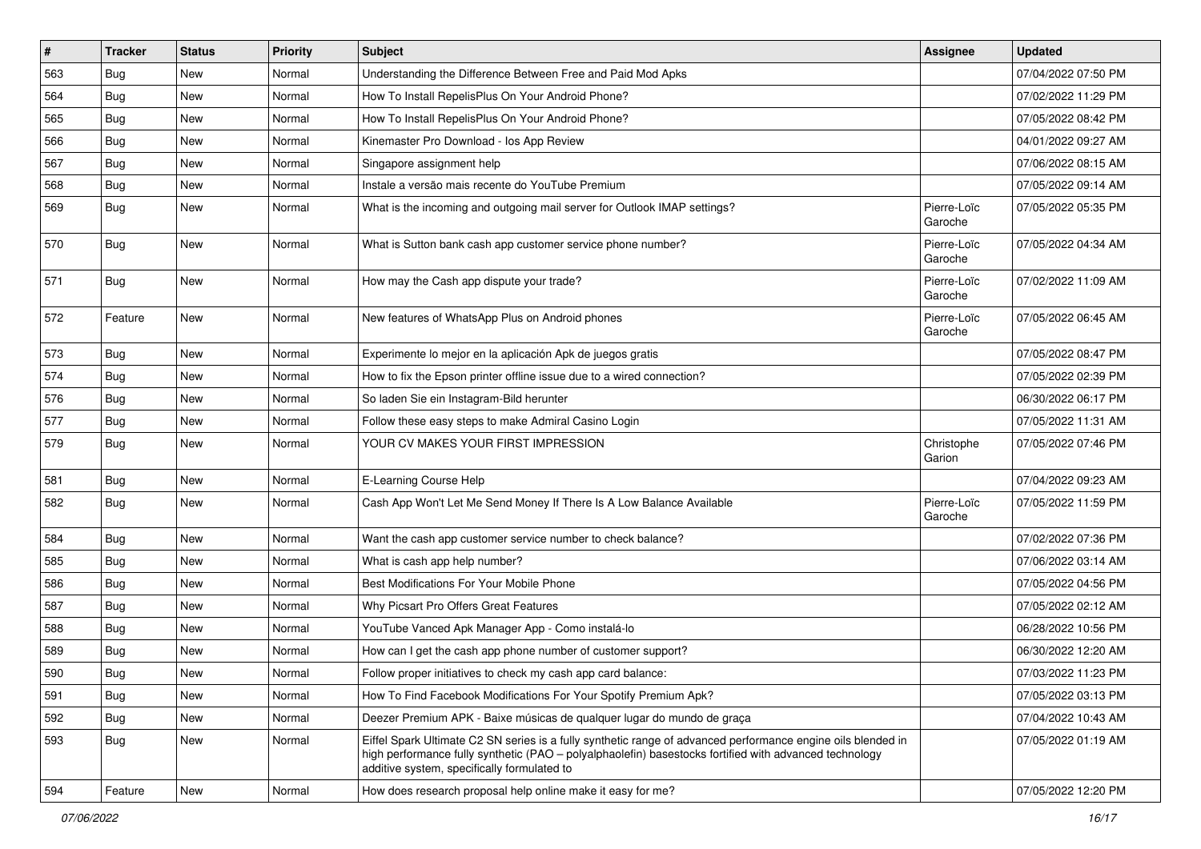| # | Tracker | Status | Priority | Subject | Assignee | Updated |
|---|---|---|---|---|---|---|
| 563 | Bug | New | Normal | Understanding the Difference Between Free and Paid Mod Apks | | 07/04/2022 07:50 PM |
| 564 | Bug | New | Normal | How To Install RepelisPlus On Your Android Phone? | | 07/02/2022 11:29 PM |
| 565 | Bug | New | Normal | How To Install RepelisPlus On Your Android Phone? | | 07/05/2022 08:42 PM |
| 566 | Bug | New | Normal | Kinemaster Pro Download - Ios App Review | | 04/01/2022 09:27 AM |
| 567 | Bug | New | Normal | Singapore assignment help | | 07/06/2022 08:15 AM |
| 568 | Bug | New | Normal | Instale a versão mais recente do YouTube Premium | | 07/05/2022 09:14 AM |
| 569 | Bug | New | Normal | What is the incoming and outgoing mail server for Outlook IMAP settings? | Pierre-Loïc Garoche | 07/05/2022 05:35 PM |
| 570 | Bug | New | Normal | What is Sutton bank cash app customer service phone number? | Pierre-Loïc Garoche | 07/05/2022 04:34 AM |
| 571 | Bug | New | Normal | How may the Cash app dispute your trade? | Pierre-Loïc Garoche | 07/02/2022 11:09 AM |
| 572 | Feature | New | Normal | New features of WhatsApp Plus on Android phones | Pierre-Loïc Garoche | 07/05/2022 06:45 AM |
| 573 | Bug | New | Normal | Experimente lo mejor en la aplicación Apk de juegos gratis | | 07/05/2022 08:47 PM |
| 574 | Bug | New | Normal | How to fix the Epson printer offline issue due to a wired connection? | | 07/05/2022 02:39 PM |
| 576 | Bug | New | Normal | So laden Sie ein Instagram-Bild herunter | | 06/30/2022 06:17 PM |
| 577 | Bug | New | Normal | Follow these easy steps to make Admiral Casino Login | | 07/05/2022 11:31 AM |
| 579 | Bug | New | Normal | YOUR CV MAKES YOUR FIRST IMPRESSION | Christophe Garion | 07/05/2022 07:46 PM |
| 581 | Bug | New | Normal | E-Learning Course Help | | 07/04/2022 09:23 AM |
| 582 | Bug | New | Normal | Cash App Won't Let Me Send Money If There Is A Low Balance Available | Pierre-Loïc Garoche | 07/05/2022 11:59 PM |
| 584 | Bug | New | Normal | Want the cash app customer service number to check balance? | | 07/02/2022 07:36 PM |
| 585 | Bug | New | Normal | What is cash app help number? | | 07/06/2022 03:14 AM |
| 586 | Bug | New | Normal | Best Modifications For Your Mobile Phone | | 07/05/2022 04:56 PM |
| 587 | Bug | New | Normal | Why Picsart Pro Offers Great Features | | 07/05/2022 02:12 AM |
| 588 | Bug | New | Normal | YouTube Vanced Apk Manager App - Como instalá-lo | | 06/28/2022 10:56 PM |
| 589 | Bug | New | Normal | How can I get the cash app phone number of customer support? | | 06/30/2022 12:20 AM |
| 590 | Bug | New | Normal | Follow proper initiatives to check my cash app card balance: | | 07/03/2022 11:23 PM |
| 591 | Bug | New | Normal | How To Find Facebook Modifications For Your Spotify Premium Apk? | | 07/05/2022 03:13 PM |
| 592 | Bug | New | Normal | Deezer Premium APK - Baixe músicas de qualquer lugar do mundo de graça | | 07/04/2022 10:43 AM |
| 593 | Bug | New | Normal | Eiffel Spark Ultimate C2 SN series is a fully synthetic range of advanced performance engine oils blended in high performance fully synthetic (PAO – polyalphaolefin) basestocks fortified with advanced technology additive system, specifically formulated to | | 07/05/2022 01:19 AM |
| 594 | Feature | New | Normal | How does research proposal help online make it easy for me? | | 07/05/2022 12:20 PM |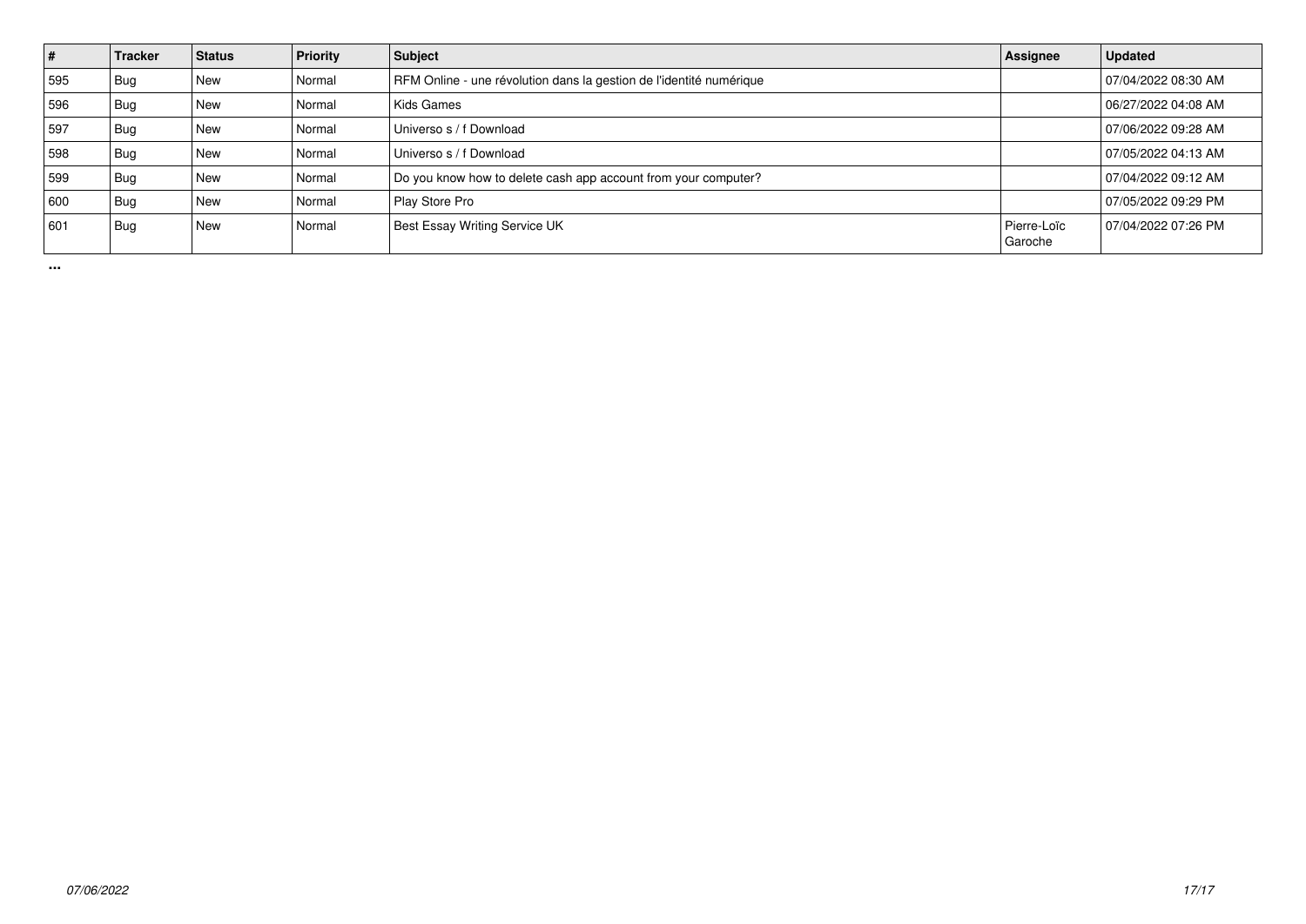| # | Tracker | Status | Priority | Subject | Assignee | Updated |
|---|---|---|---|---|---|---|
| 595 | Bug | New | Normal | RFM Online - une révolution dans la gestion de l'identité numérique | | 07/04/2022 08:30 AM |
| 596 | Bug | New | Normal | Kids Games | | 06/27/2022 04:08 AM |
| 597 | Bug | New | Normal | Universo s / f Download | | 07/06/2022 09:28 AM |
| 598 | Bug | New | Normal | Universo s / f Download | | 07/05/2022 04:13 AM |
| 599 | Bug | New | Normal | Do you know how to delete cash app account from your computer? | | 07/04/2022 09:12 AM |
| 600 | Bug | New | Normal | Play Store Pro | | 07/05/2022 09:29 PM |
| 601 | Bug | New | Normal | Best Essay Writing Service UK | Pierre-Loïc Garoche | 07/04/2022 07:26 PM |

...